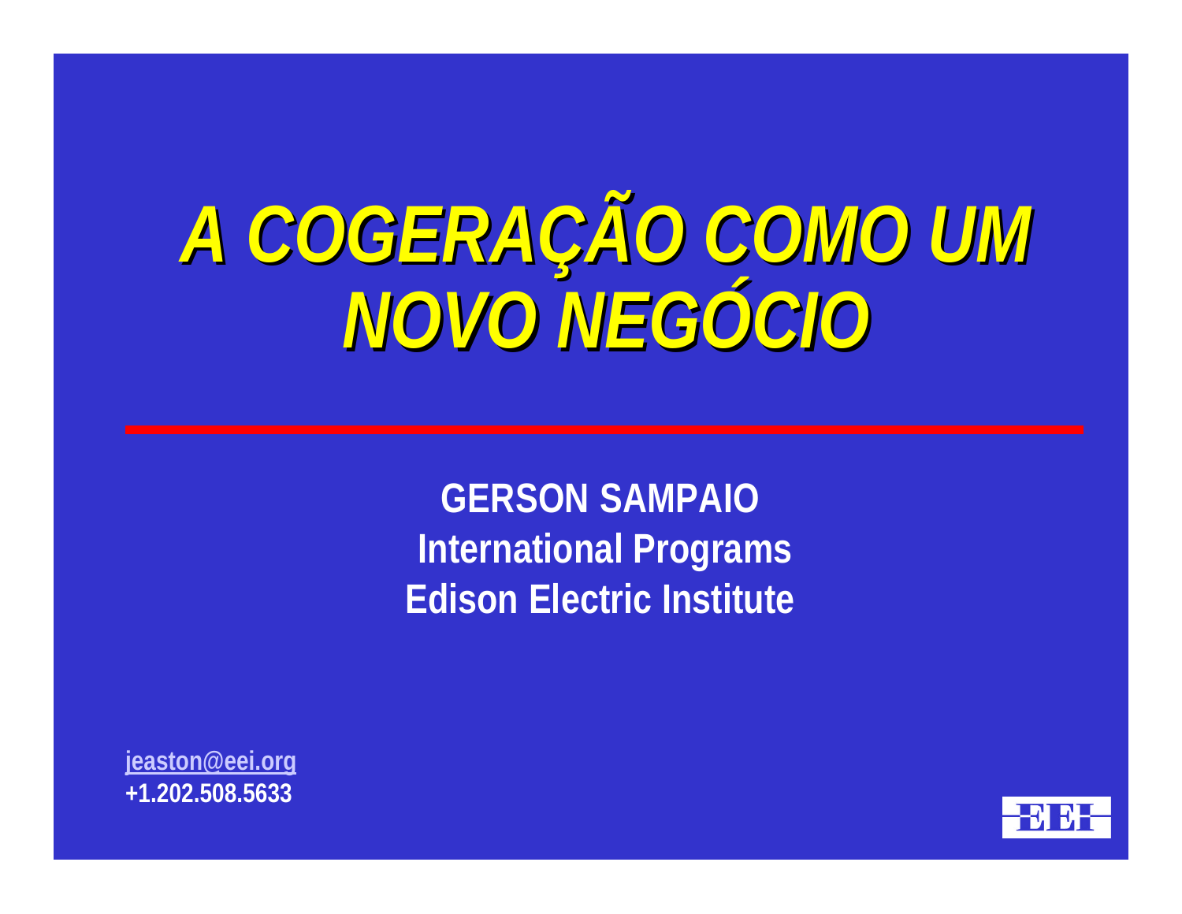# A COGERAÇÃO COMO UM NOVO NEGÓCIO

**GERSON SAMPAIO**
**International Programs**
**Edison Electric Institute**

jeaston@eei.org
+1.202.508.5633

EEI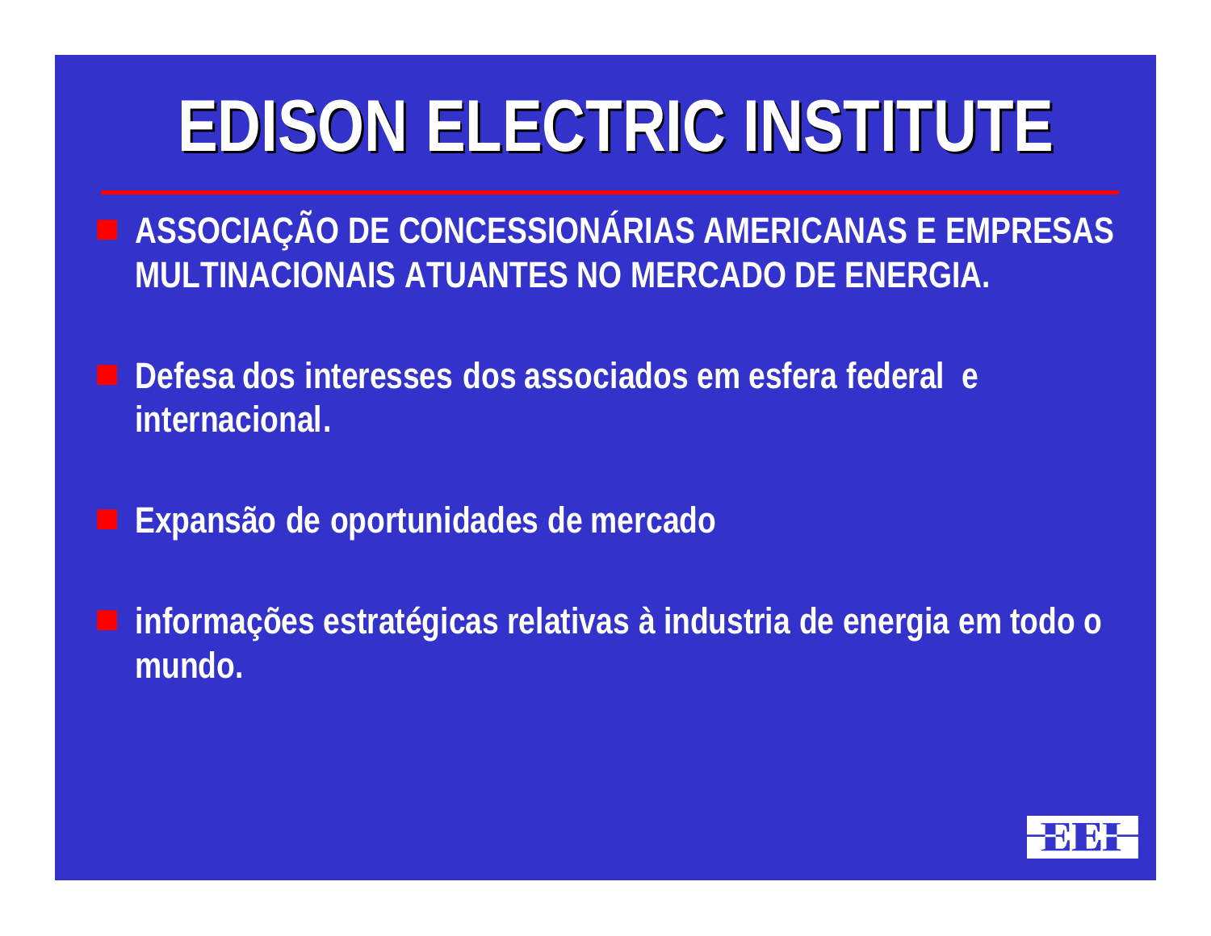# EDISON ELECTRIC INSTITUTE

- **ASSOCIAÇÃO DE CONCESSIONÁRIAS AMERICANAS E EMPRESAS MULTINACIONAIS ATUANTES NO MERCADO DE ENERGIA.**
- **Defesa dos interesses dos associados em esfera federal e internacional.**
- **Expansão de oportunidades de mercado**
- **informações estratégicas relativas à industria de energia em todo o mundo.**

EEI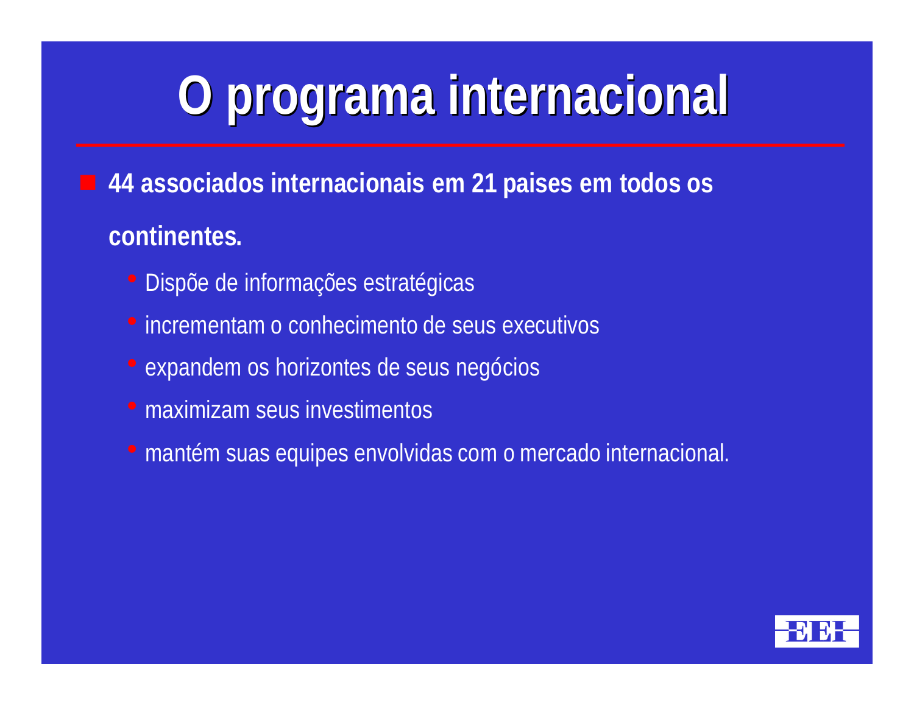# O programa internacional

- **44 associados internacionais em 21 paises em todos os continentes.**
  - Dispõe de informações estratégicas
  - incrementam o conhecimento de seus executivos
  - expandem os horizontes de seus negócios
  - maximizam seus investimentos
  - mantém suas equipes envolvidas com o mercado internacional.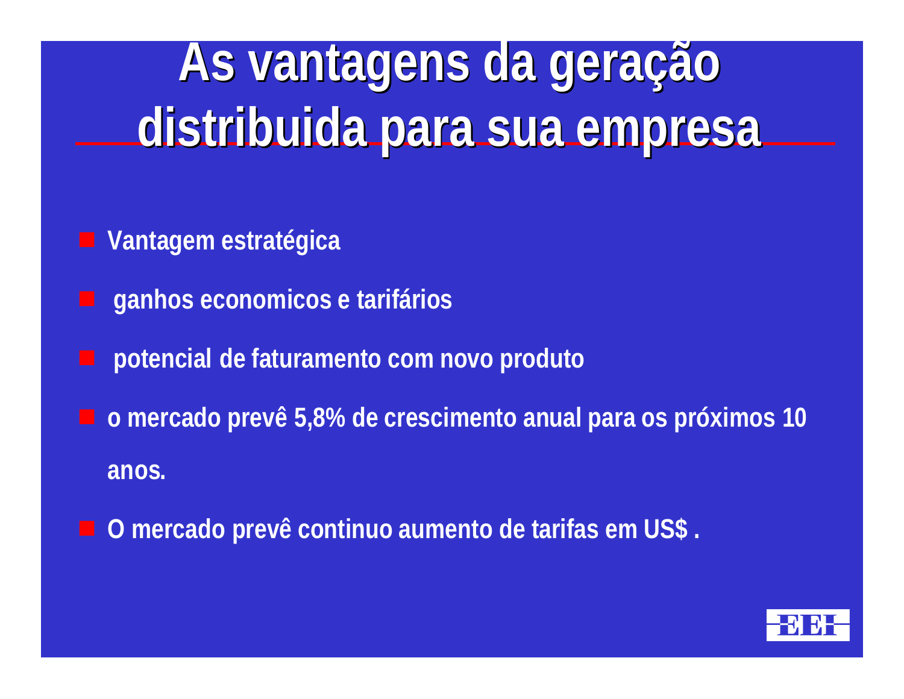# As vantagens da geração distribuida para sua empresa

- **Vantagem estratégica**
- **ganhos economicos e tarifários**
- **potencial de faturamento com novo produto**
- **o mercado prevê 5,8% de crescimento anual para os próximos 10 anos.**
- **O mercado prevê continuo aumento de tarifas em US$ .**

EEH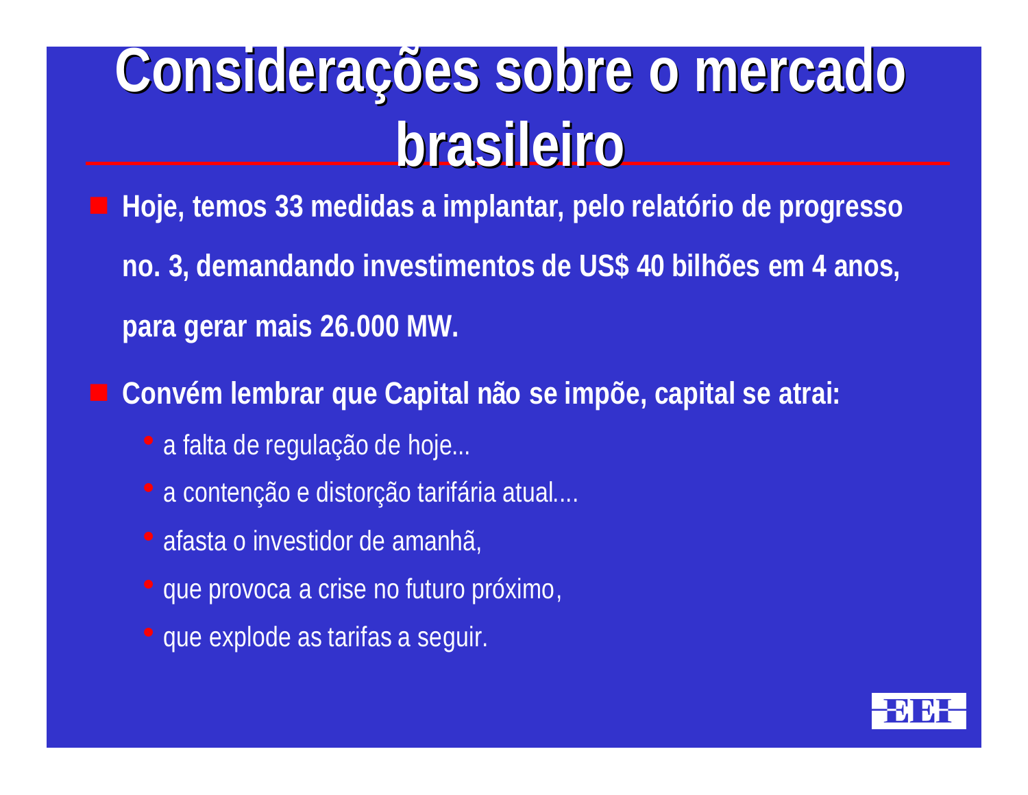# Considerações sobre o mercado brasileiro

- **Hoje, temos 33 medidas a implantar, pelo relatório de progresso no. 3, demandando investimentos de US$ 40 bilhões em 4 anos, para gerar mais 26.000 MW.**
- **Convém lembrar que Capital não se impõe, capital se atrai:**
  - a falta de regulação de hoje...
  - a contenção e distorção tarifária atual....
  - afasta o investidor de amanhã,
  - que provoca a crise no futuro próximo,
  - que explode as tarifas a seguir.

EEI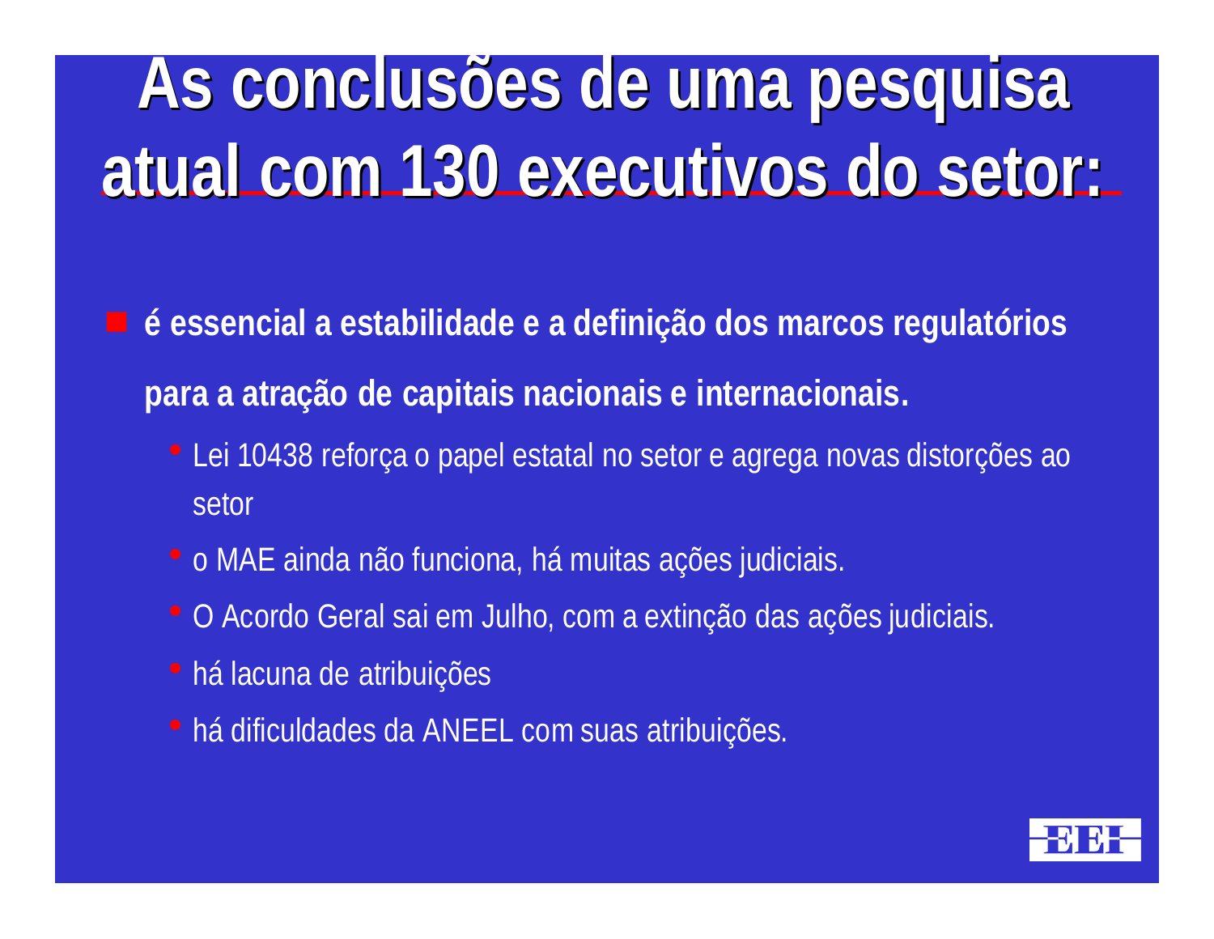# As conclusões de uma pesquisa atual com 130 executivos do setor:

- **é essencial a estabilidade e a definição dos marcos regulatórios para a atração de capitais nacionais e internacionais.**
  - Lei 10438 reforça o papel estatal no setor e agrega novas distorções ao setor
  - o MAE ainda não funciona, há muitas ações judiciais.
  - O Acordo Geral sai em Julho, com a extinção das ações judiciais.
  - há lacuna de atribuições
  - há dificuldades da ANEEL com suas atribuições.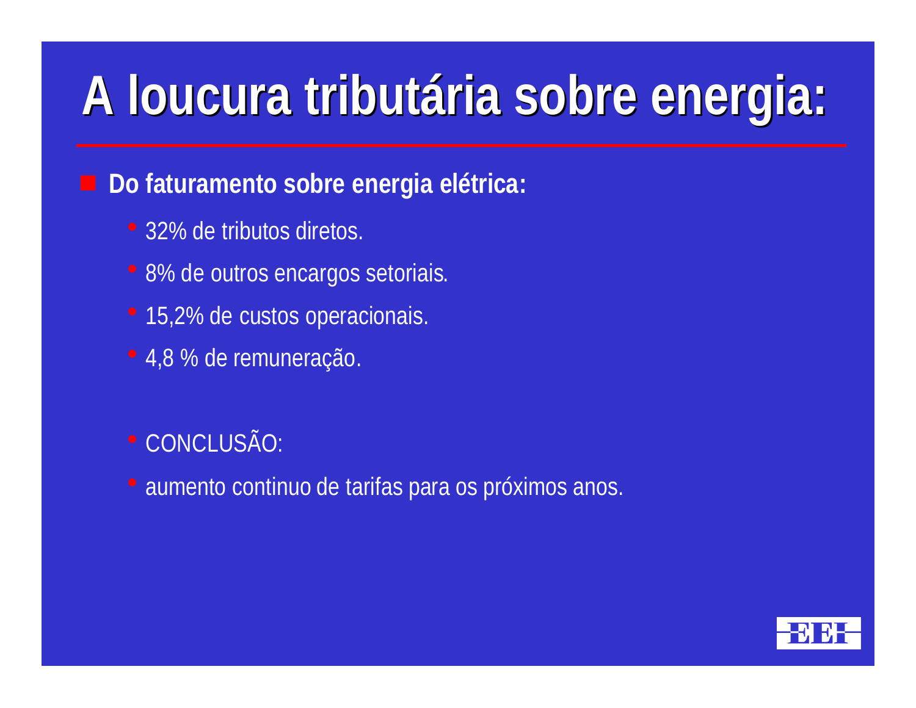# A loucura tributária sobre energia:

- **Do faturamento sobre energia elétrica:**
  - 32% de tributos diretos.
  - 8% de outros encargos setoriais.
  - 15,2% de custos operacionais.
  - 4,8 % de remuneração.

  - CONCLUSÃO:
  - aumento continuo de tarifas para os próximos anos.

EEH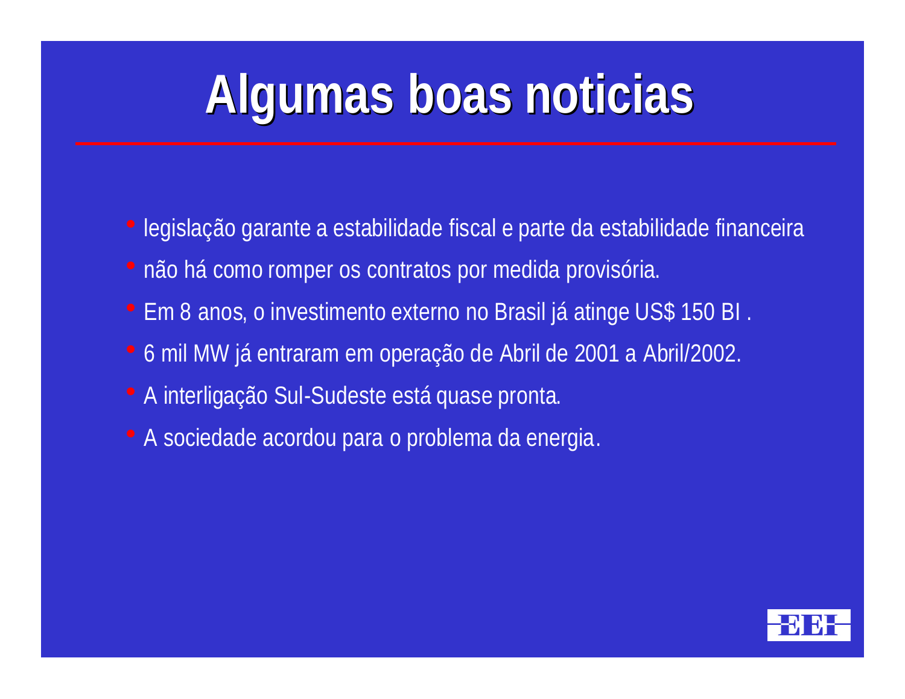# Algumas boas noticias

- legislação garante a estabilidade fiscal e parte da estabilidade financeira
- não há como romper os contratos por medida provisória.
- Em 8 anos, o investimento externo no Brasil já atinge US$ 150 BI .
- 6 mil MW já entraram em operação de Abril de 2001 a Abril/2002.
- A interligação Sul-Sudeste está quase pronta.
- A sociedade acordou para o problema da energia.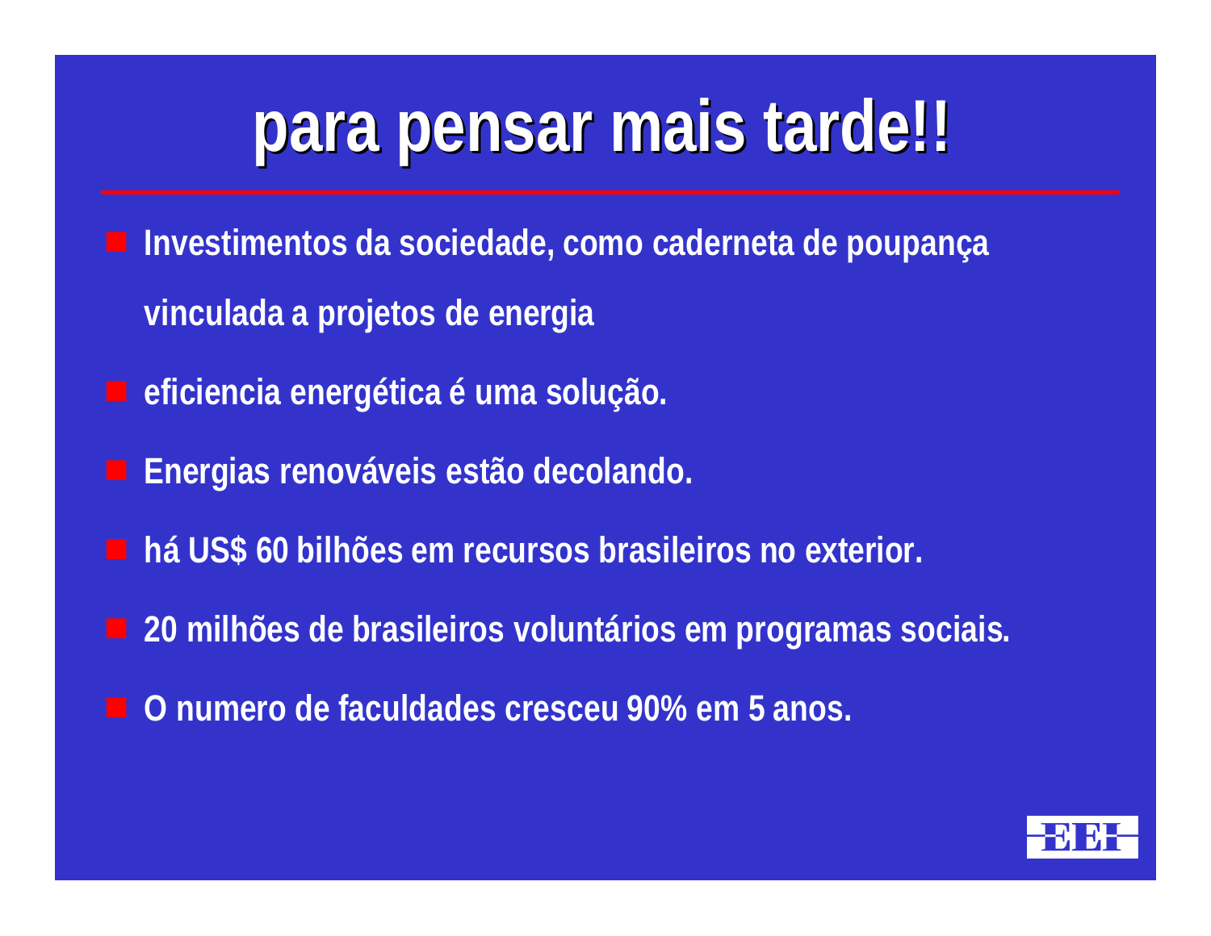# para pensar mais tarde!!

- Investimentos da sociedade, como caderneta de poupança vinculada a projetos de energia
- eficiencia energética é uma solução.
- Energias renováveis estão decolando.
- há US$ 60 bilhões em recursos brasileiros no exterior.
- 20 milhões de brasileiros voluntários em programas sociais.
- O numero de faculdades cresceu 90% em 5 anos.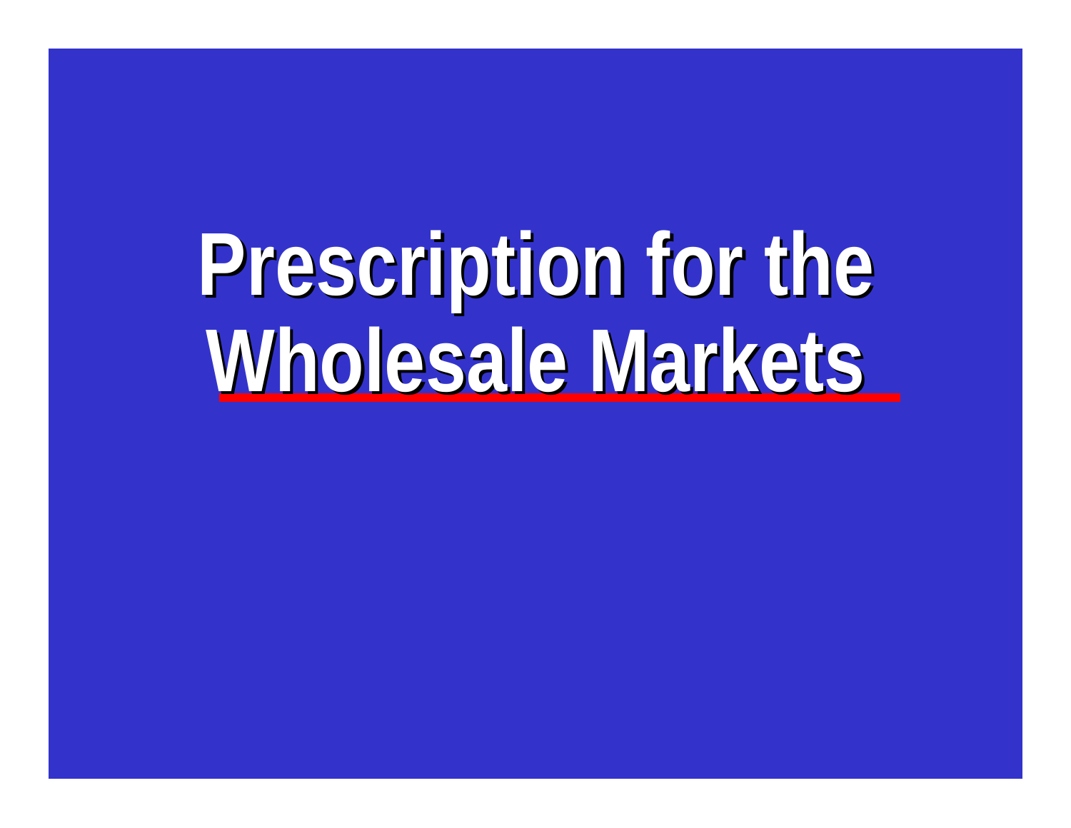# Prescription for the Wholesale Markets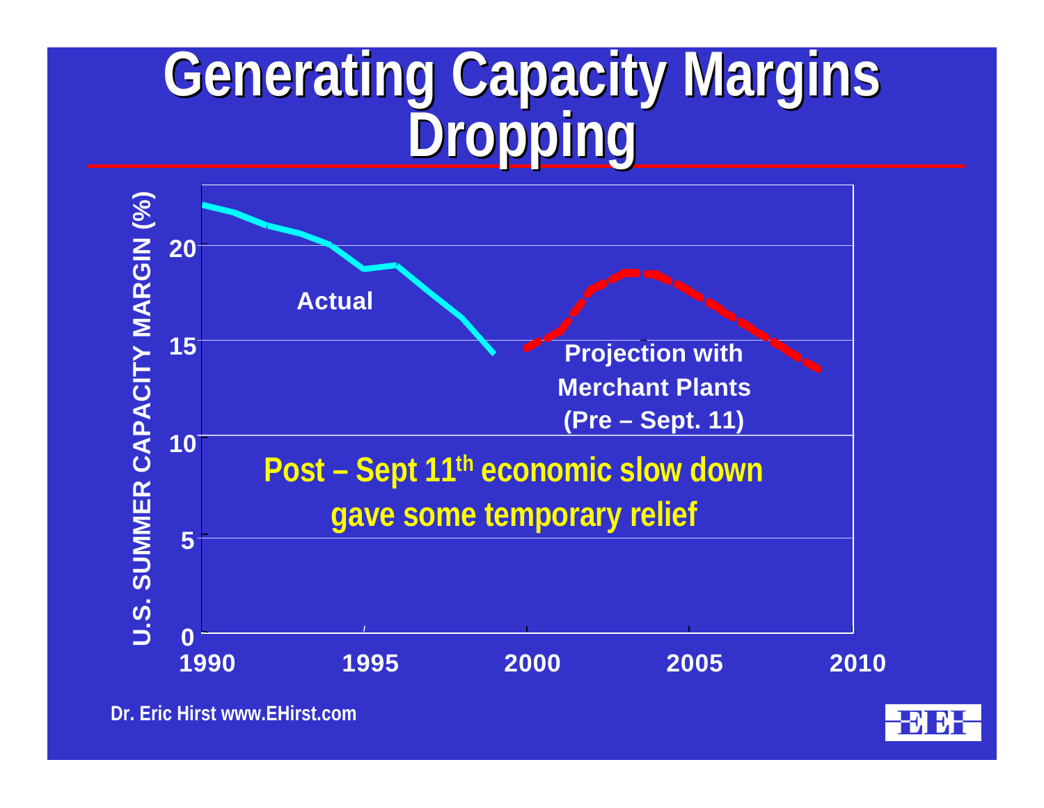# Generating Capacity Margins Dropping

U.S. SUMMER CAPACITY MARGIN (%)

Actual

Projection with Merchant Plants (Pre – Sept. 11)

**Post – Sept 11th economic slow down gave some temporary relief**

Dr. Eric Hirst www.EHirst.com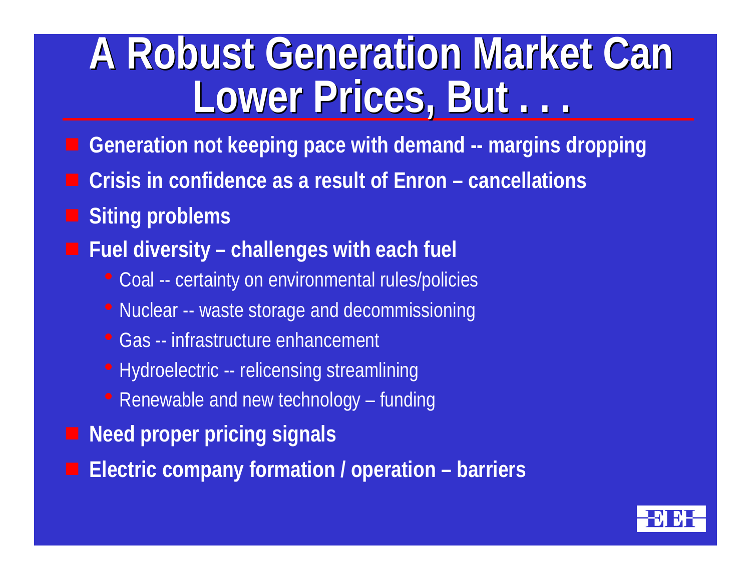# A Robust Generation Market Can Lower Prices, But . . .

- **Generation not keeping pace with demand -- margins dropping**
- **Crisis in confidence as a result of Enron – cancellations**
- **Siting problems**
- **Fuel diversity – challenges with each fuel**
  - Coal -- certainty on environmental rules/policies
  - Nuclear -- waste storage and decommissioning
  - Gas -- infrastructure enhancement
  - Hydroelectric -- relicensing streamlining
  - Renewable and new technology – funding
- **Need proper pricing signals**
- **Electric company formation / operation – barriers**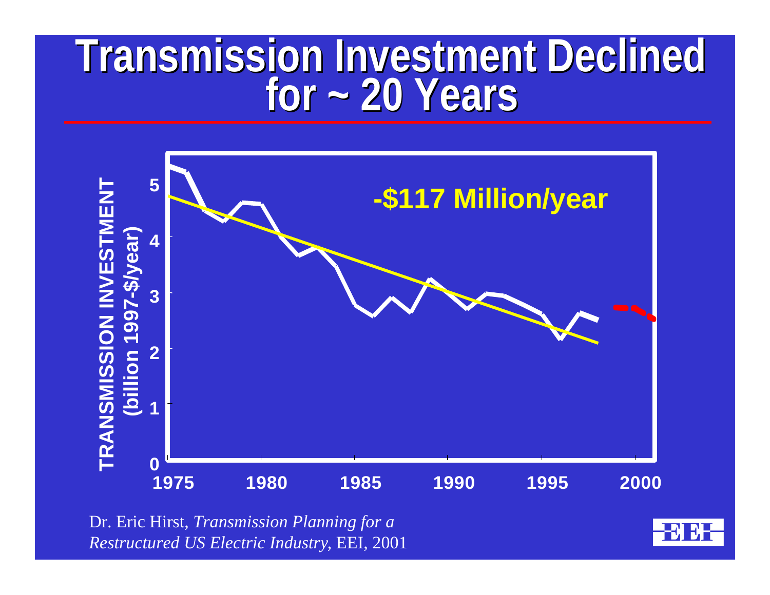# Transmission Investment Declined for ~ 20 Years

TRANSMISSION INVESTMENT (billion 1997-$/year)

-$117 Million/year

Dr. Eric Hirst, *Transmission Planning for a Restructured US Electric Industry*, EEI, 2001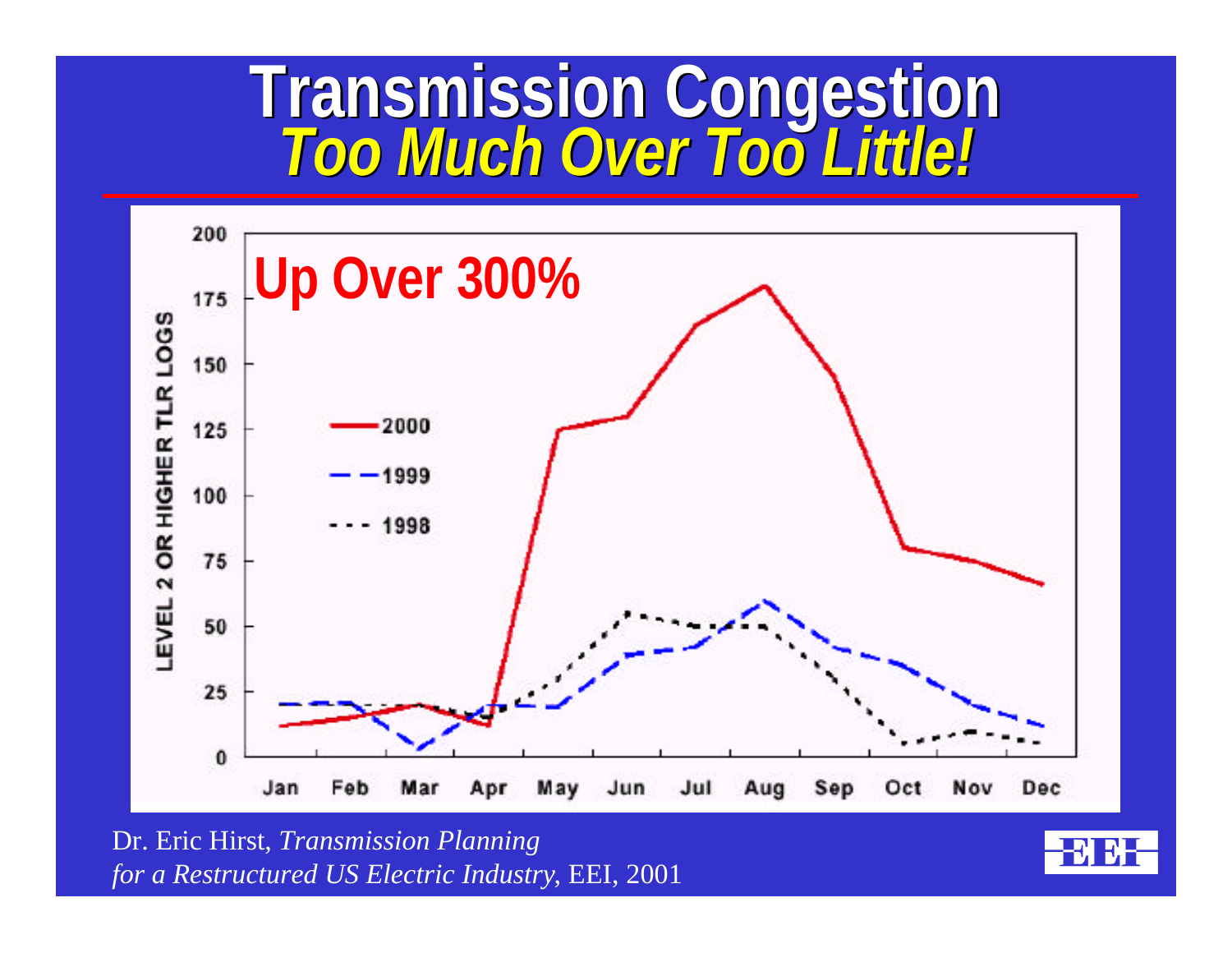# Transmission Congestion
## *Too Much Over Too Little!*

**Up Over 300%**

LEVEL 2 OR HIGHER TLR LOGS

200
175
150
125
100
75
50
25
0

2000
1999
1998

Jan Feb Mar Apr May Jun Jul Aug Sep Oct Nov Dec

Dr. Eric Hirst, *Transmission Planning for a Restructured US Electric Industry*, EEI, 2001

EEI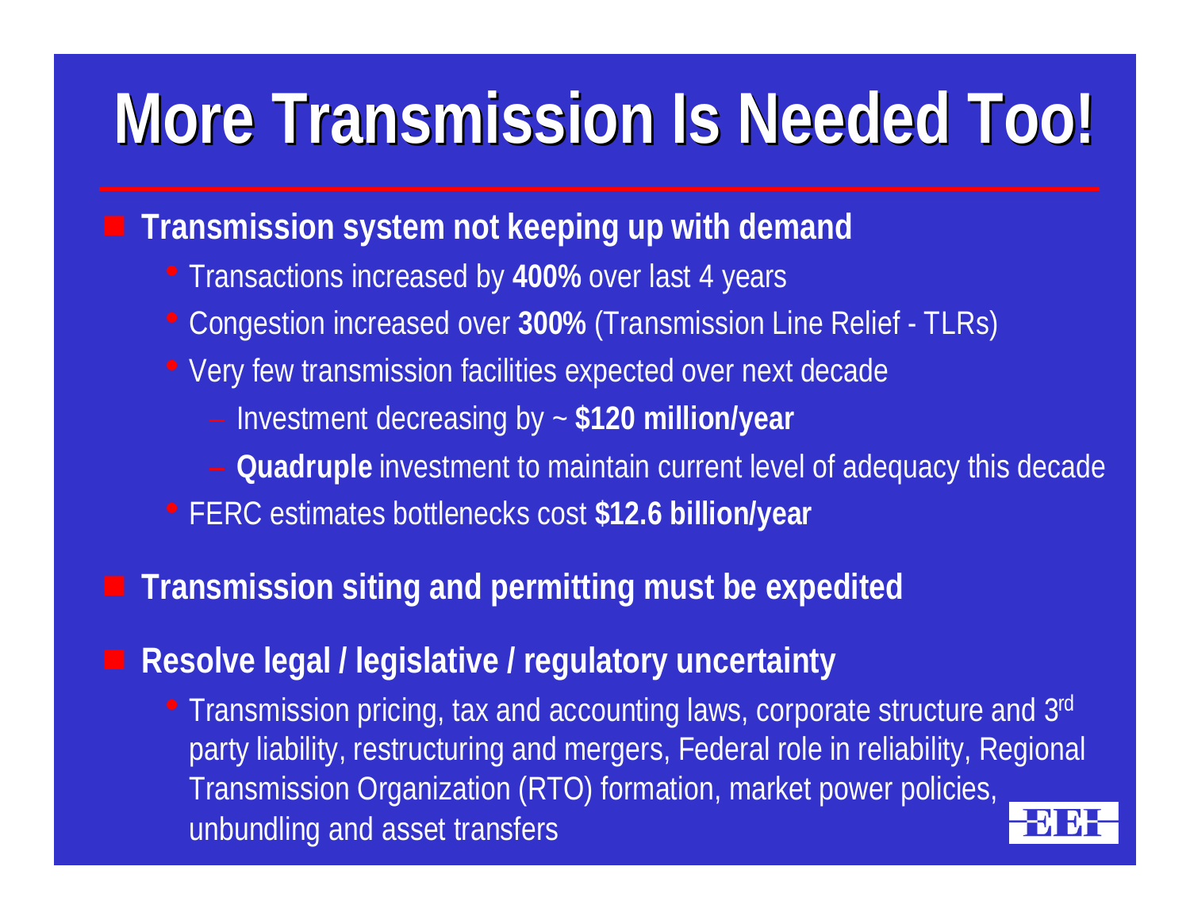# More Transmission Is Needed Too!

- **Transmission system not keeping up with demand**
  - Transactions increased by **400%** over last 4 years
  - Congestion increased over **300%** (Transmission Line Relief - TLRs)
  - Very few transmission facilities expected over next decade
    - Investment decreasing by ~ **$120 million/year**
    - **Quadruple** investment to maintain current level of adequacy this decade
  - FERC estimates bottlenecks cost **$12.6 billion/year**
- **Transmission siting and permitting must be expedited**
- **Resolve legal / legislative / regulatory uncertainty**
  - Transmission pricing, tax and accounting laws, corporate structure and 3rd party liability, restructuring and mergers, Federal role in reliability, Regional Transmission Organization (RTO) formation, market power policies, unbundling and asset transfers

EEI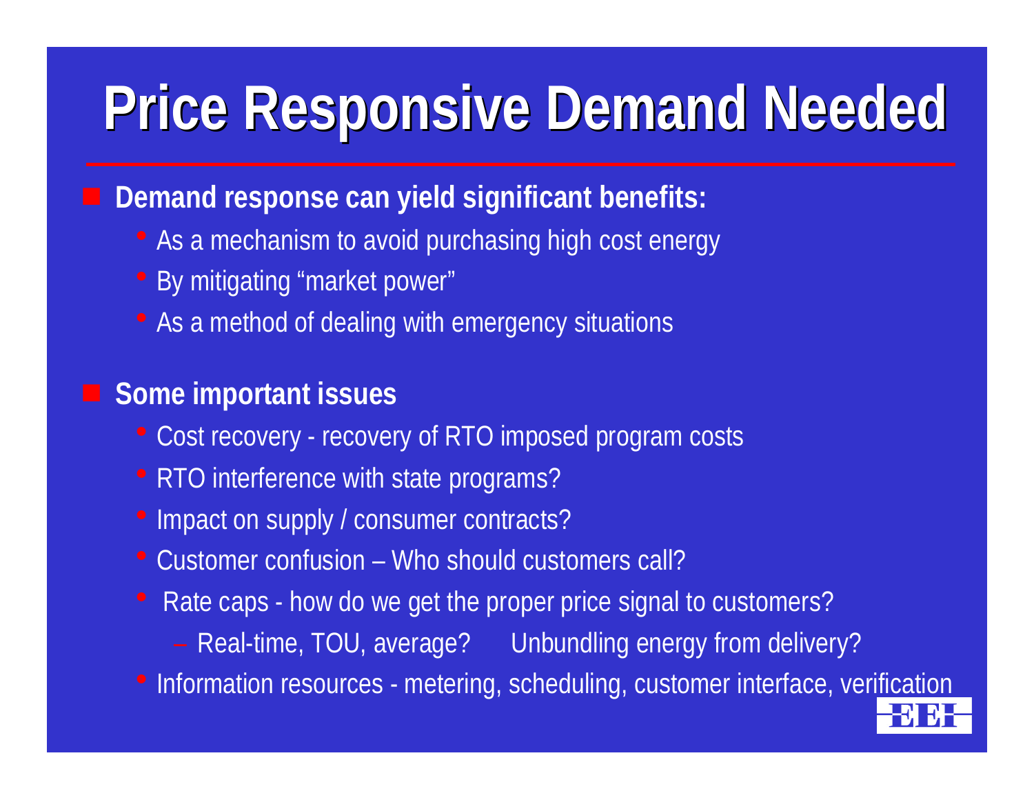# Price Responsive Demand Needed

- **Demand response can yield significant benefits:**
  - As a mechanism to avoid purchasing high cost energy
  - By mitigating "market power"
  - As a method of dealing with emergency situations

- **Some important issues**
  - Cost recovery - recovery of RTO imposed program costs
  - RTO interference with state programs?
  - Impact on supply / consumer contracts?
  - Customer confusion – Who should customers call?
  - Rate caps - how do we get the proper price signal to customers?
    - Real-time, TOU, average? Unbundling energy from delivery?
  - Information resources - metering, scheduling, customer interface, verification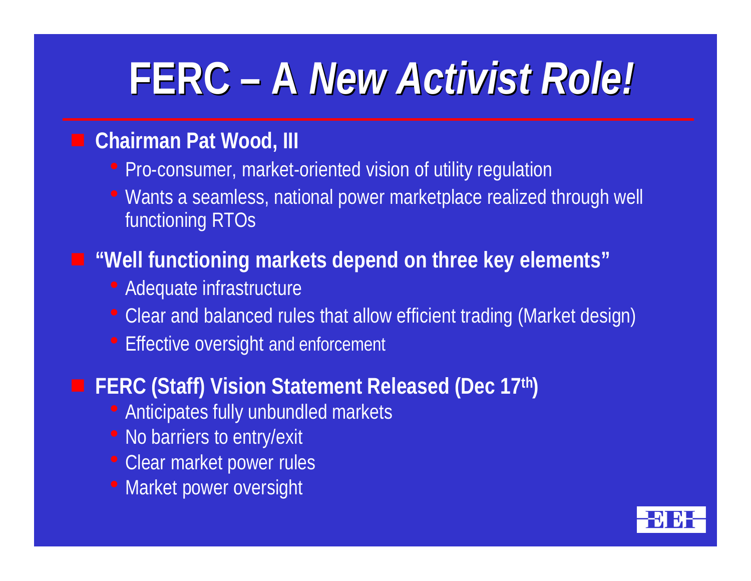# FERC – A *New Activist Role!*

- **Chairman Pat Wood, III**
  - Pro-consumer, market-oriented vision of utility regulation
  - Wants a seamless, national power marketplace realized through well functioning RTOs
- **"Well functioning markets depend on three key elements"**
  - Adequate infrastructure
  - Clear and balanced rules that allow efficient trading (Market design)
  - Effective oversight and enforcement
- **FERC (Staff) Vision Statement Released (Dec 17th)**
  - Anticipates fully unbundled markets
  - No barriers to entry/exit
  - Clear market power rules
  - Market power oversight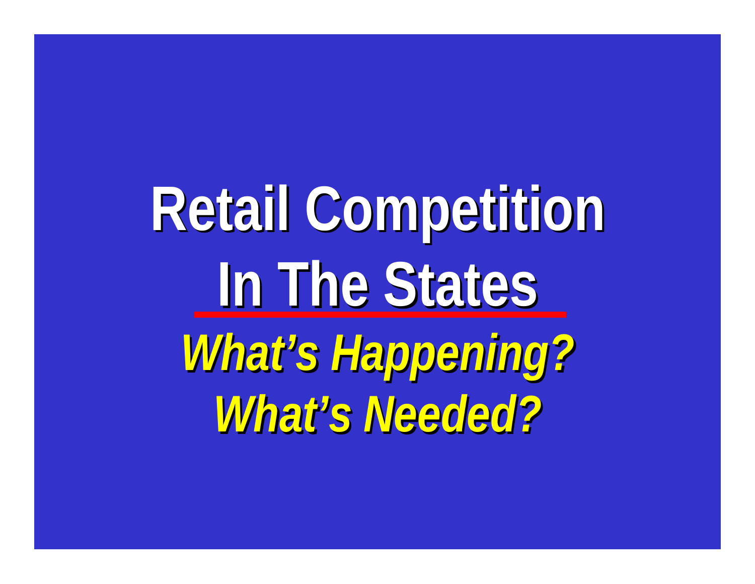# Retail Competition In The States

***What's Happening?***
***What's Needed?***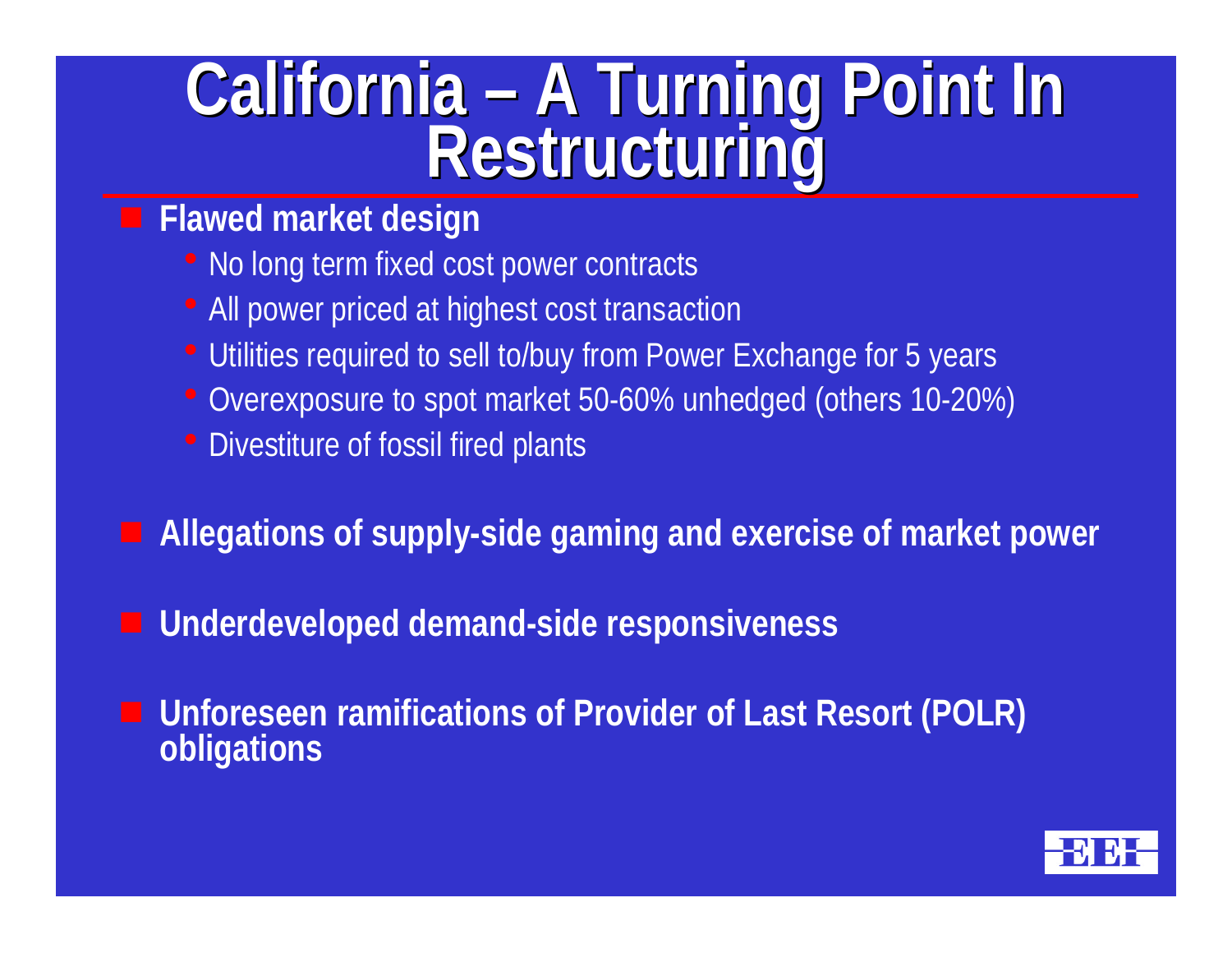# California – A Turning Point In Restructuring

- **Flawed market design**
  - No long term fixed cost power contracts
  - All power priced at highest cost transaction
  - Utilities required to sell to/buy from Power Exchange for 5 years
  - Overexposure to spot market 50-60% unhedged (others 10-20%)
  - Divestiture of fossil fired plants
- **Allegations of supply-side gaming and exercise of market power**
- **Underdeveloped demand-side responsiveness**
- **Unforeseen ramifications of Provider of Last Resort (POLR) obligations**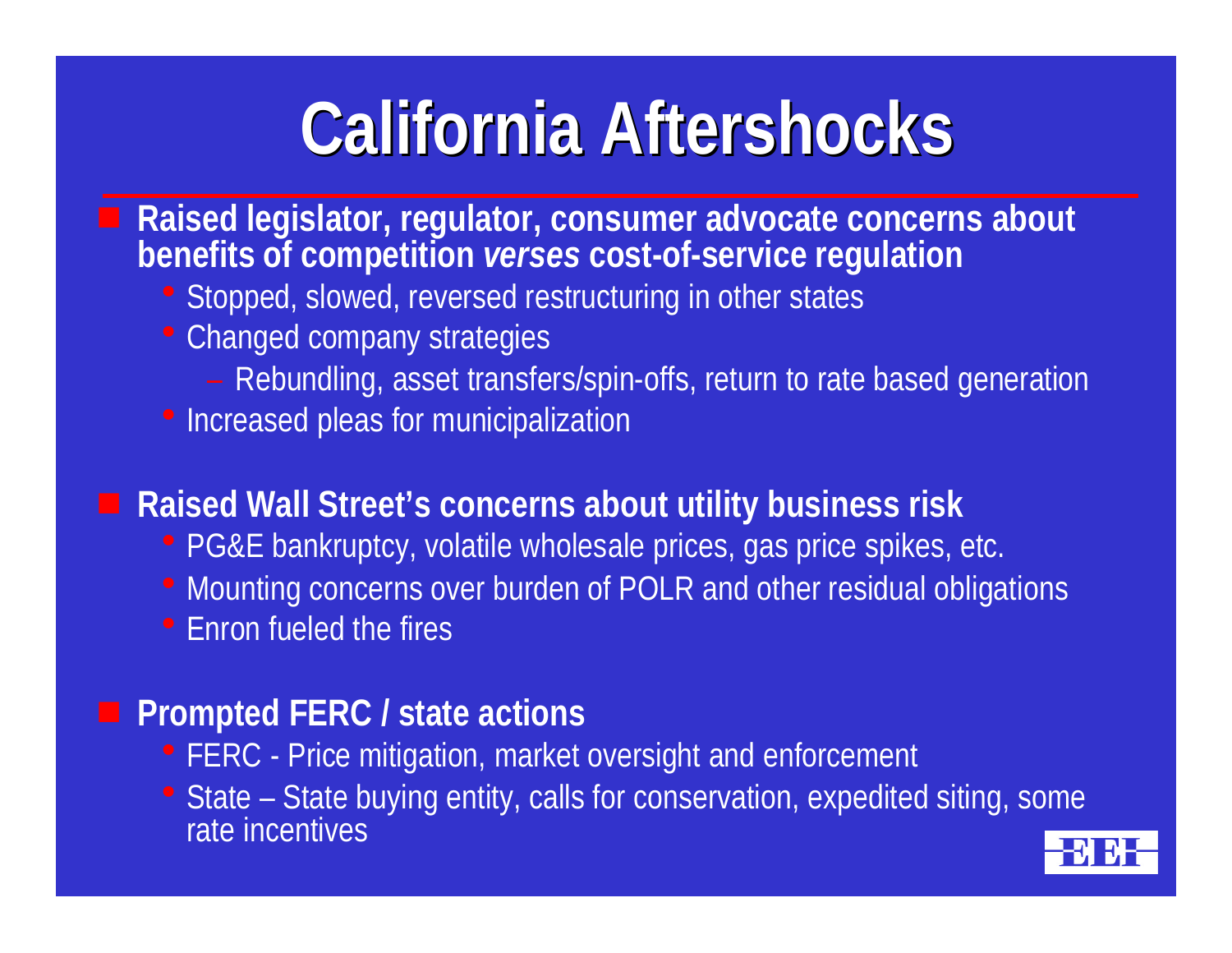# California Aftershocks

- **Raised legislator, regulator, consumer advocate concerns about benefits of competition *verses* cost-of-service regulation**
  - Stopped, slowed, reversed restructuring in other states
  - Changed company strategies
    - Rebundling, asset transfers/spin-offs, return to rate based generation
  - Increased pleas for municipalization

- **Raised Wall Street's concerns about utility business risk**
  - PG&E bankruptcy, volatile wholesale prices, gas price spikes, etc.
  - Mounting concerns over burden of POLR and other residual obligations
  - Enron fueled the fires

- **Prompted FERC / state actions**
  - FERC - Price mitigation, market oversight and enforcement
  - State – State buying entity, calls for conservation, expedited siting, some rate incentives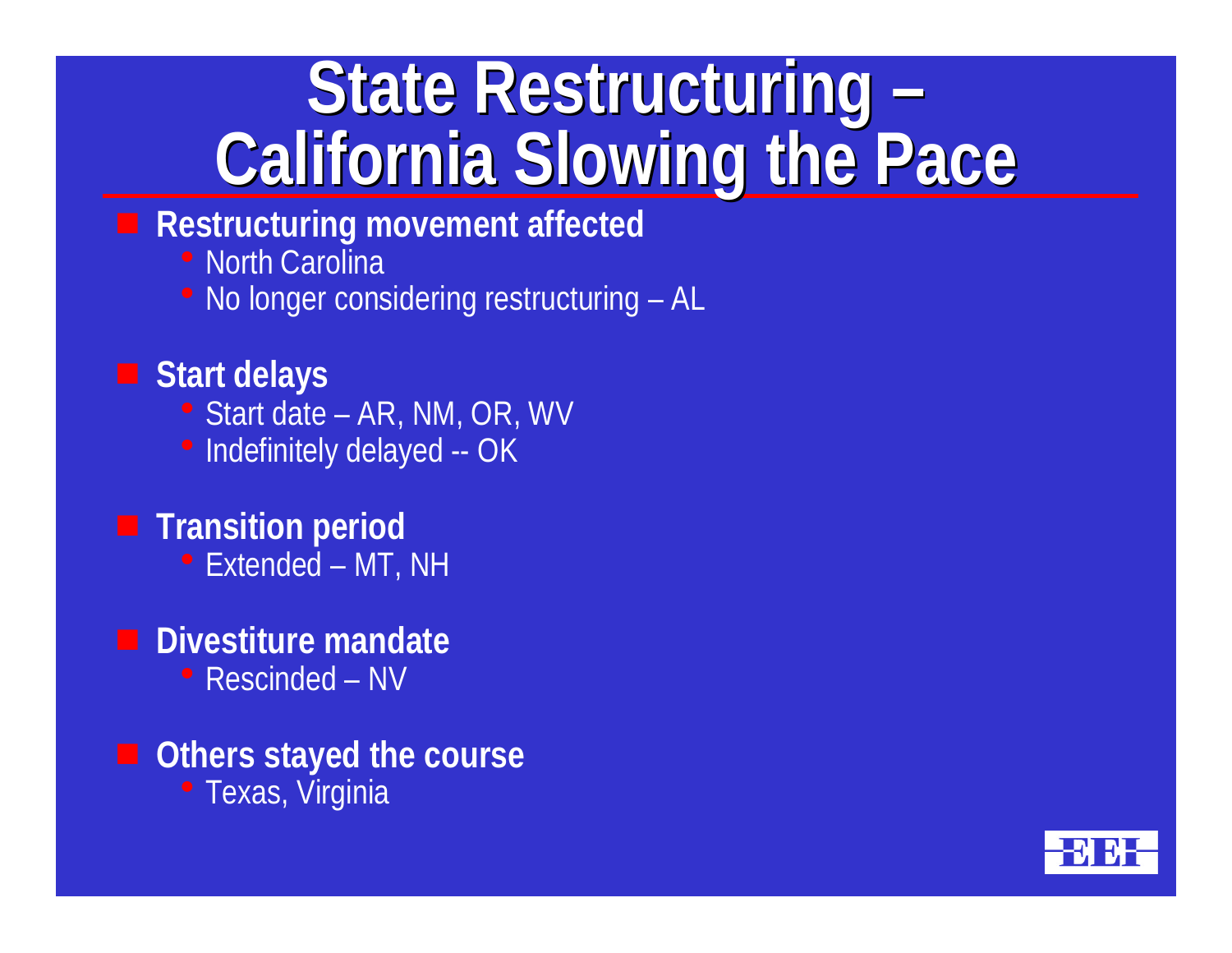# State Restructuring – California Slowing the Pace

- **Restructuring movement affected**
  - North Carolina
  - No longer considering restructuring – AL
- **Start delays**
  - Start date – AR, NM, OR, WV
  - Indefinitely delayed -- OK
- **Transition period**
  - Extended – MT, NH
- **Divestiture mandate**
  - Rescinded – NV
- **Others stayed the course**
  - Texas, Virginia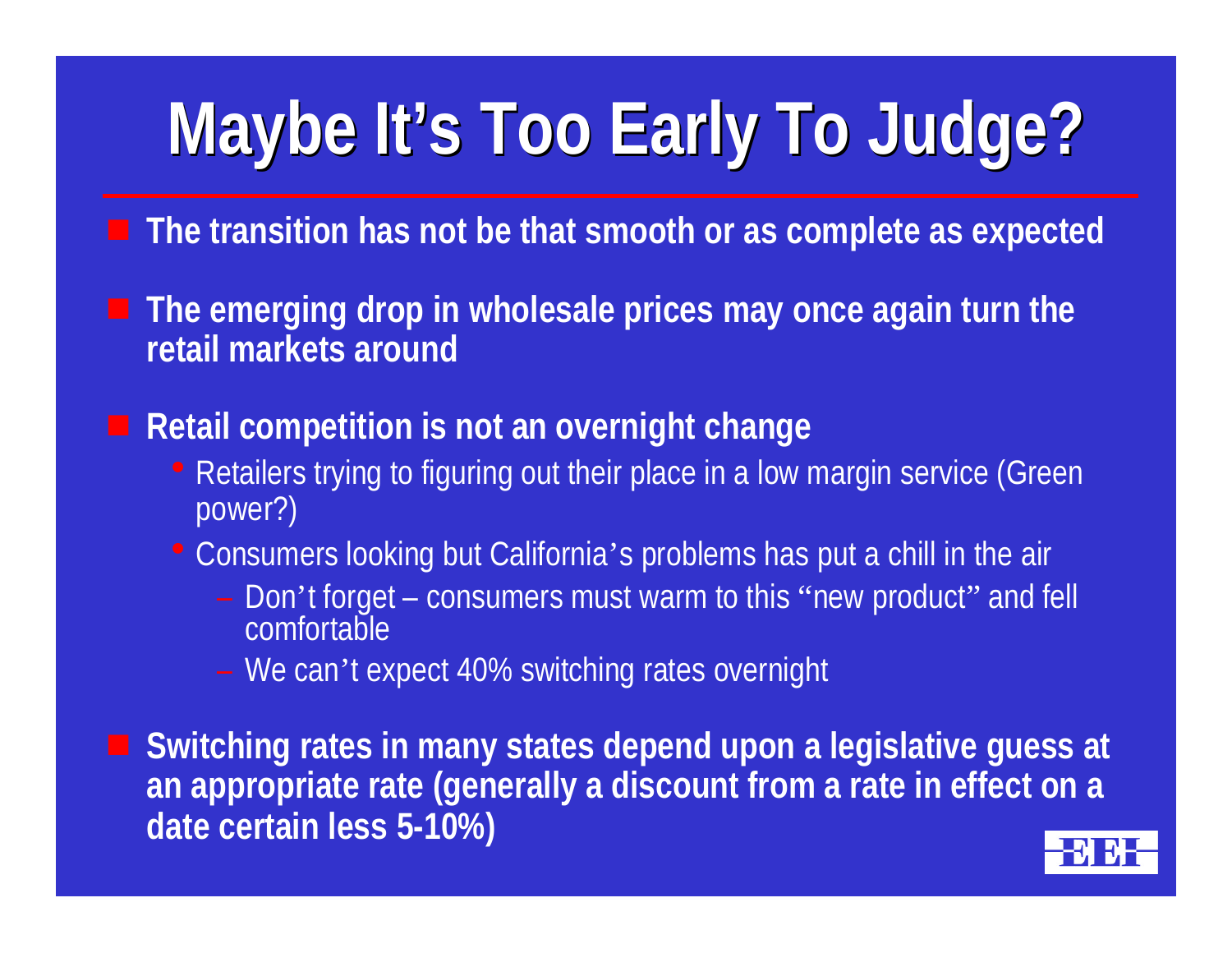# Maybe It's Too Early To Judge?

- **The transition has not be that smooth or as complete as expected**
- **The emerging drop in wholesale prices may once again turn the retail markets around**
- **Retail competition is not an overnight change**
  - Retailers trying to figuring out their place in a low margin service (Green power?)
  - Consumers looking but California's problems has put a chill in the air
    - Don't forget – consumers must warm to this "new product" and fell comfortable
    - We can't expect 40% switching rates overnight
- **Switching rates in many states depend upon a legislative guess at an appropriate rate (generally a discount from a rate in effect on a date certain less 5-10%)**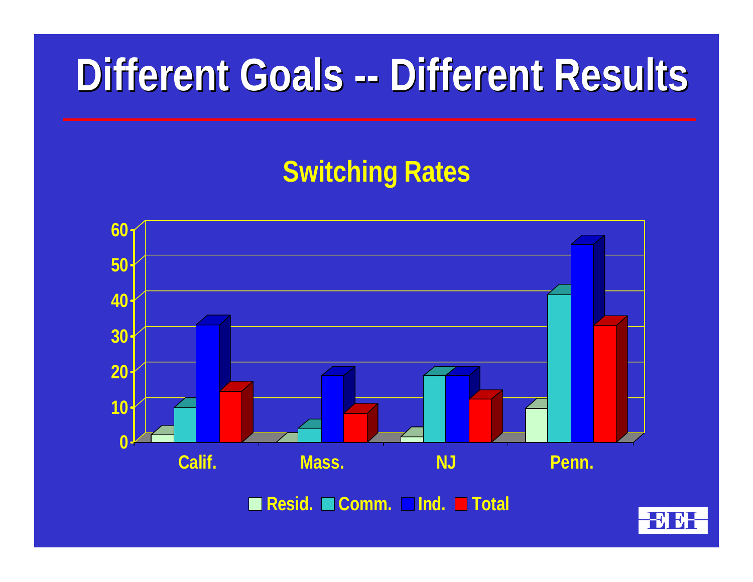# Different Goals -- Different Results

## Switching Rates

| | Resid. | Comm. | Ind. | Total |
|---|---|---|---|---|
| Calif. | 2 | 10 | 33 | 14 |
| Mass. | 0 | 4 | 19 | 8 |
| NJ | 1 | 19 | 19 | 12 |
| Penn. | 10 | 42 | 56 | 33 |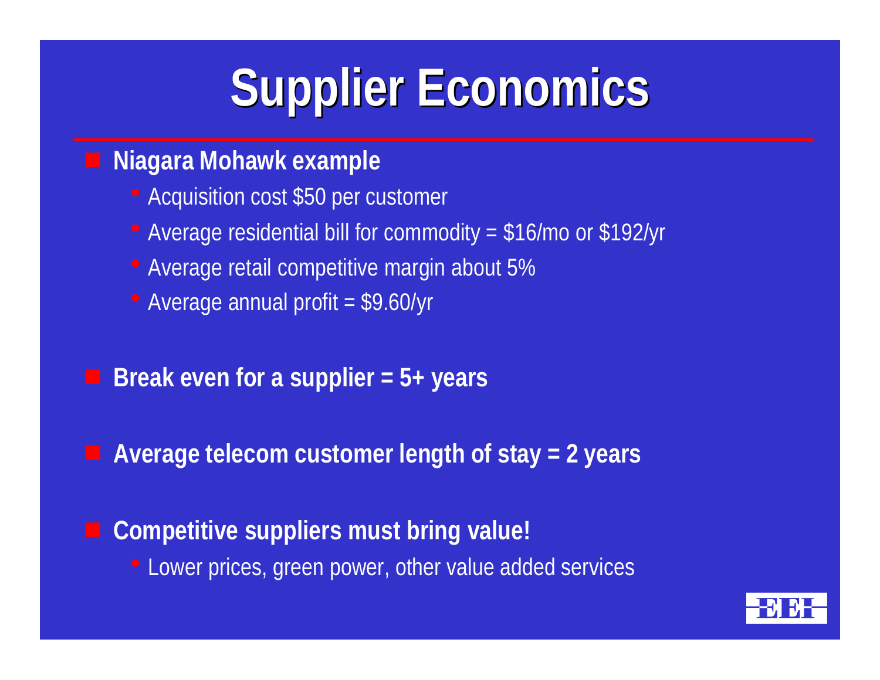# Supplier Economics

- **Niagara Mohawk example**
  - Acquisition cost $50 per customer
  - Average residential bill for commodity = $16/mo or $192/yr
  - Average retail competitive margin about 5%
  - Average annual profit = $9.60/yr
- **Break even for a supplier = 5+ years**
- **Average telecom customer length of stay = 2 years**
- **Competitive suppliers must bring value!**
  - Lower prices, green power, other value added services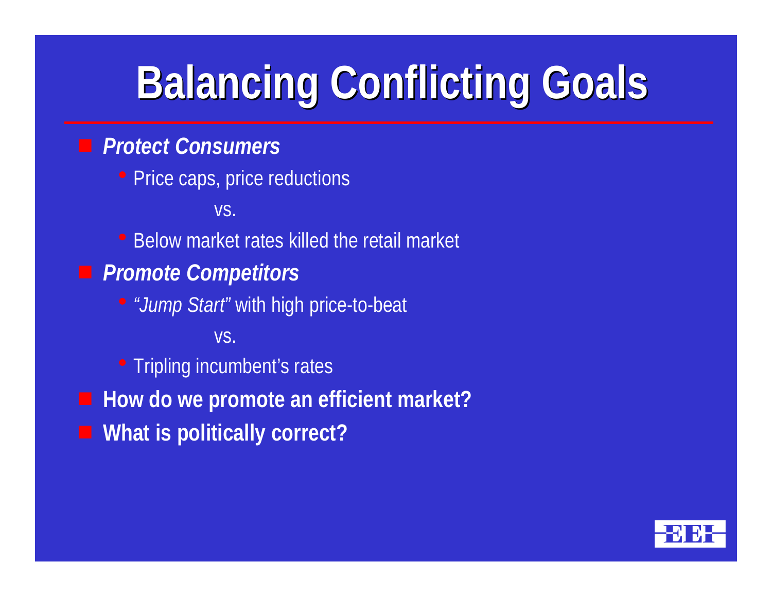# Balancing Conflicting Goals

- ***Protect Consumers***
  - Price caps, price reductions

    vs.

  - Below market rates killed the retail market
- ***Promote Competitors***
  - *"Jump Start"* with high price-to-beat

    vs.

  - Tripling incumbent's rates
- **How do we promote an efficient market?**
- **What is politically correct?**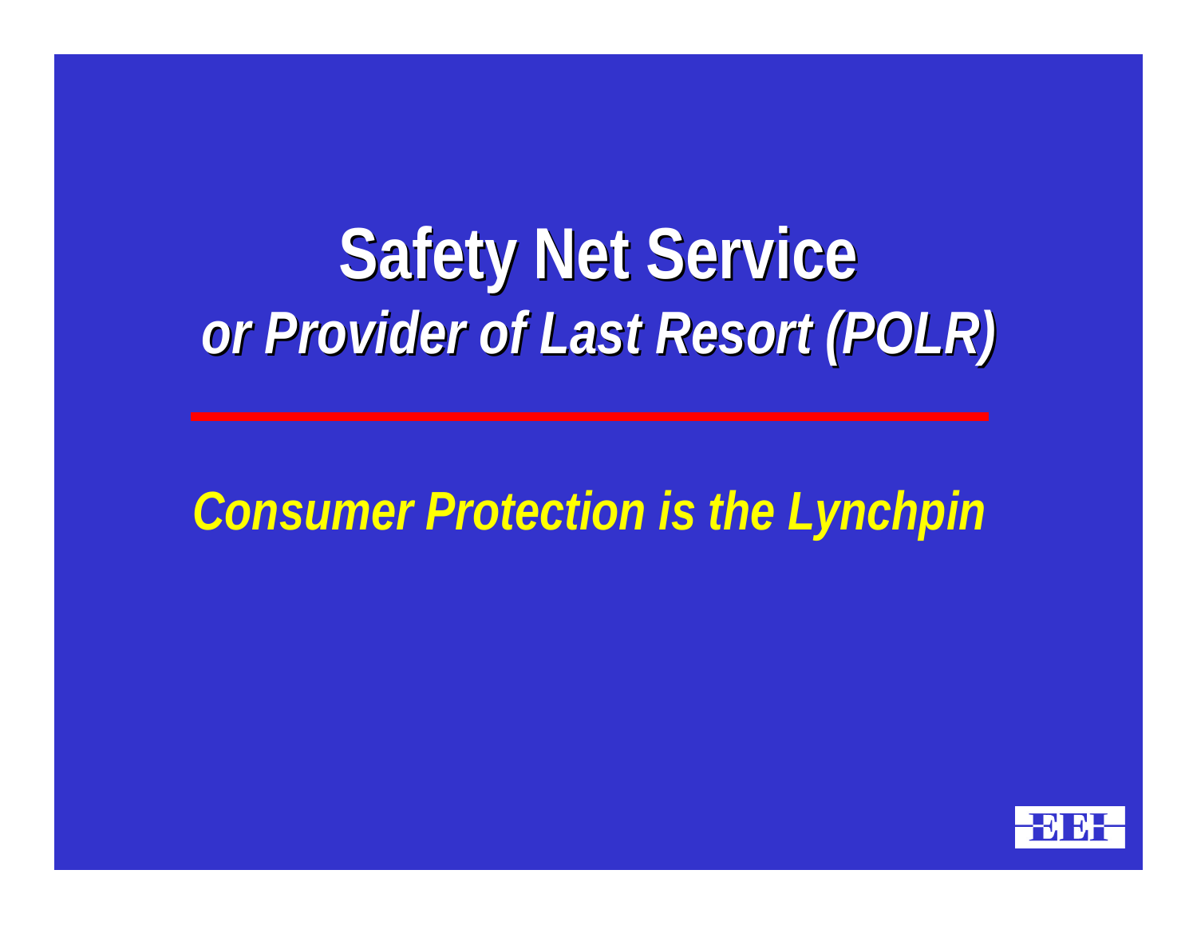# Safety Net Service
## *or Provider of Last Resort (POLR)*

*Consumer Protection is the Lynchpin*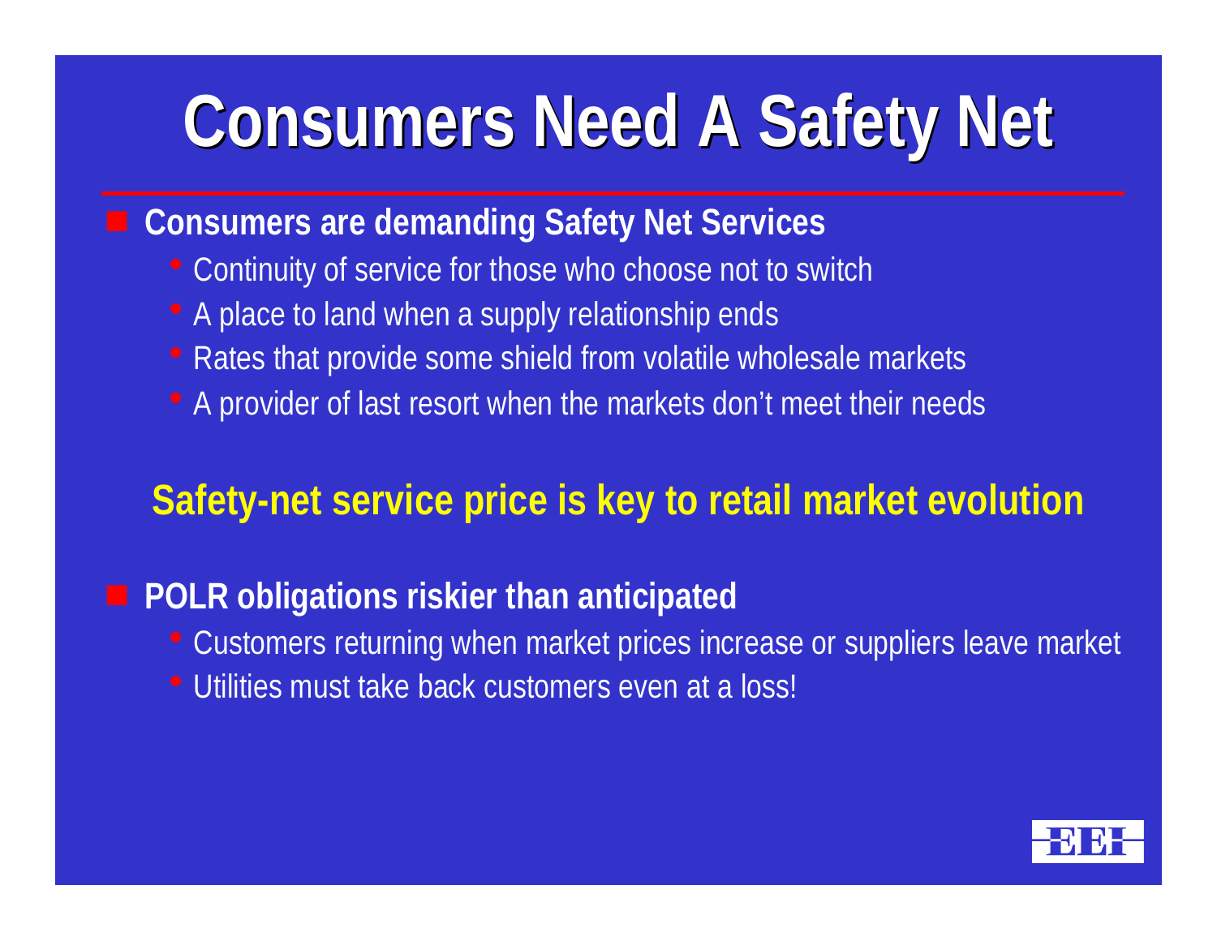# Consumers Need A Safety Net

- **Consumers are demanding Safety Net Services**
  - Continuity of service for those who choose not to switch
  - A place to land when a supply relationship ends
  - Rates that provide some shield from volatile wholesale markets
  - A provider of last resort when the markets don't meet their needs

**Safety-net service price is key to retail market evolution**

- **POLR obligations riskier than anticipated**
  - Customers returning when market prices increase or suppliers leave market
  - Utilities must take back customers even at a loss!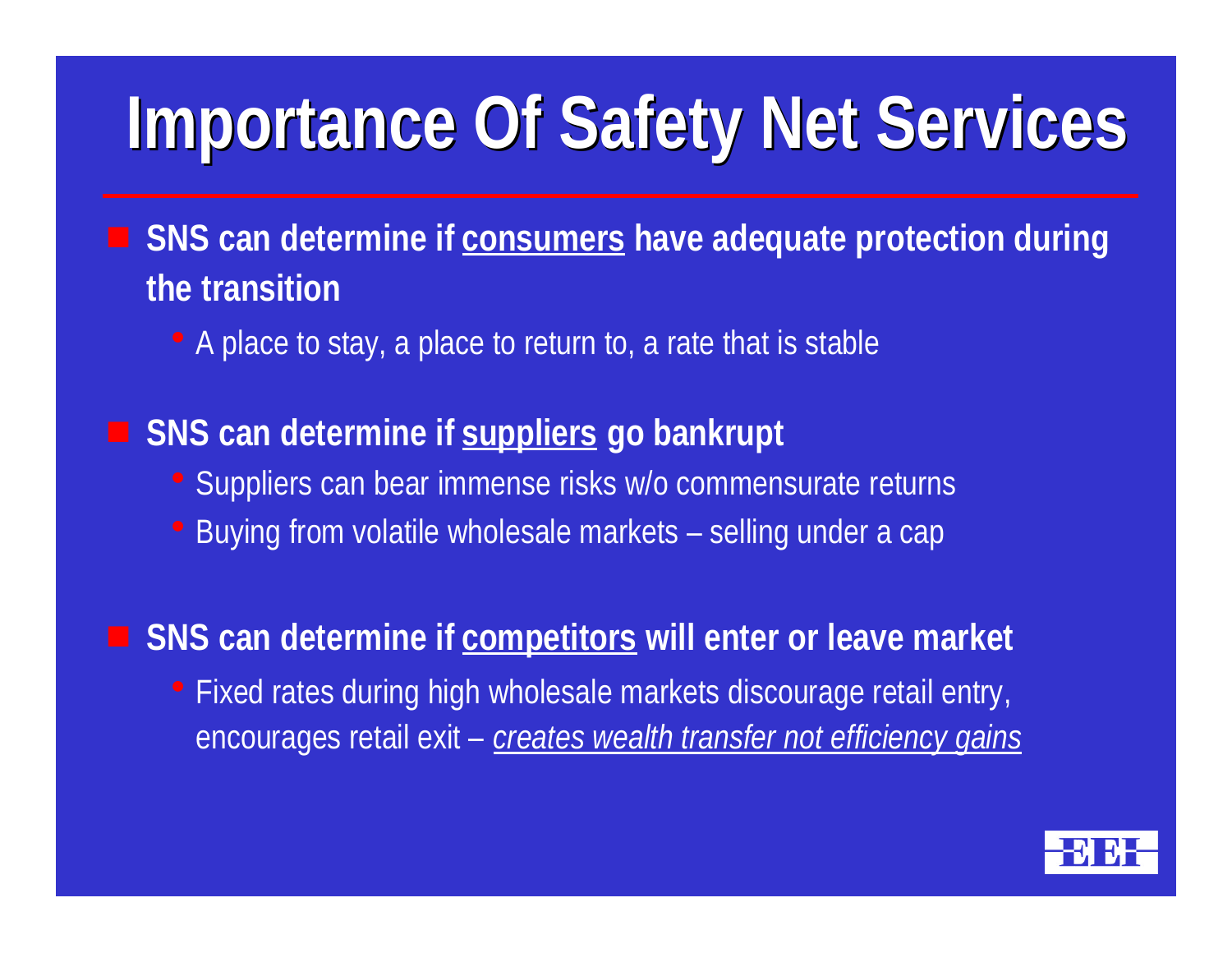# Importance Of Safety Net Services

- **SNS can determine if <u>consumers</u> have adequate protection during the transition**
  - A place to stay, a place to return to, a rate that is stable
- **SNS can determine if <u>suppliers</u> go bankrupt**
  - Suppliers can bear immense risks w/o commensurate returns
  - Buying from volatile wholesale markets – selling under a cap
- **SNS can determine if <u>competitors</u> will enter or leave market**
  - Fixed rates during high wholesale markets discourage retail entry, encourages retail exit – <u>*creates wealth transfer not efficiency gains*</u>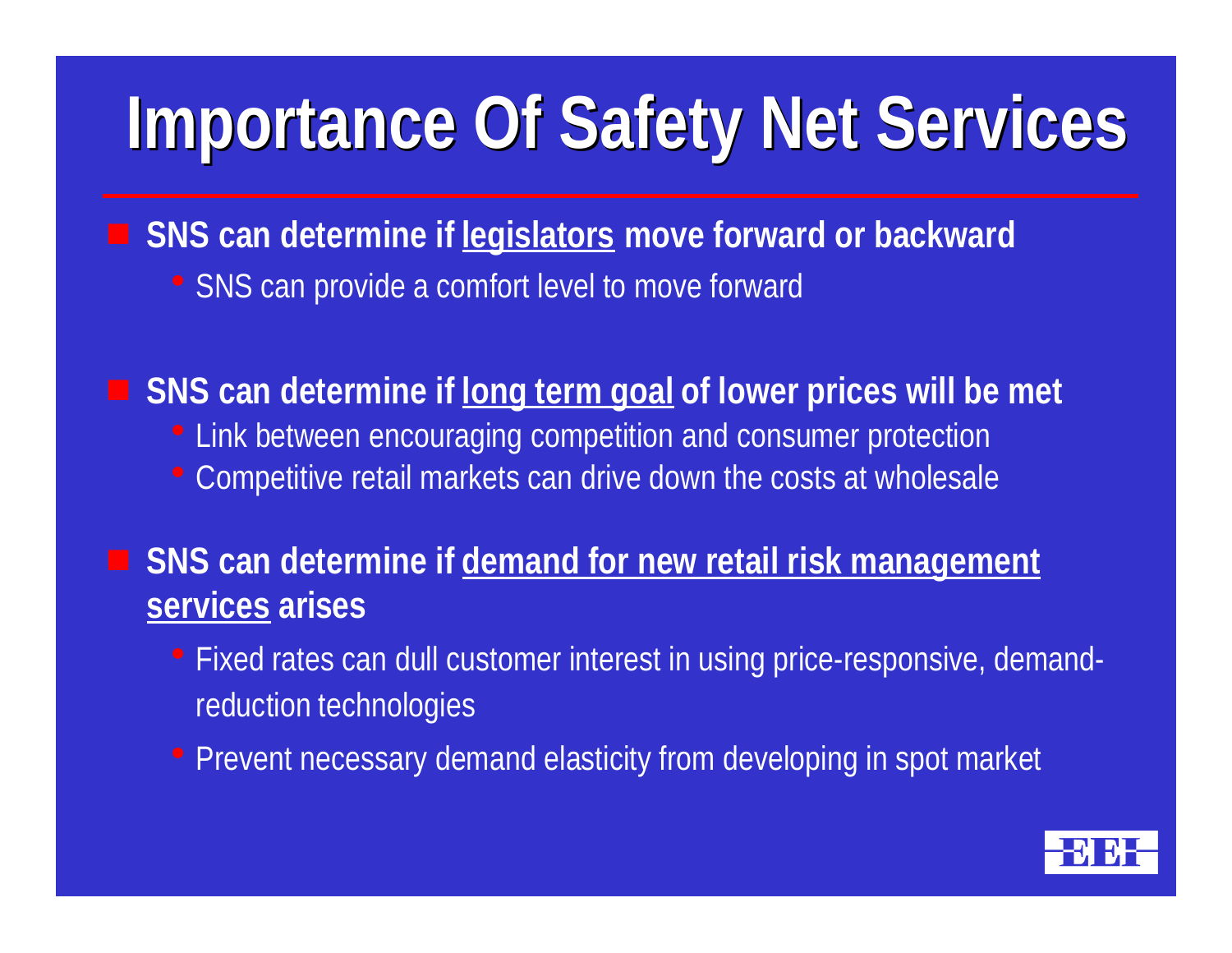# Importance Of Safety Net Services

- **SNS can determine if legislators move forward or backward**
  - SNS can provide a comfort level to move forward
- **SNS can determine if long term goal of lower prices will be met**
  - Link between encouraging competition and consumer protection
  - Competitive retail markets can drive down the costs at wholesale
- **SNS can determine if demand for new retail risk management services arises**
  - Fixed rates can dull customer interest in using price-responsive, demand-reduction technologies
  - Prevent necessary demand elasticity from developing in spot market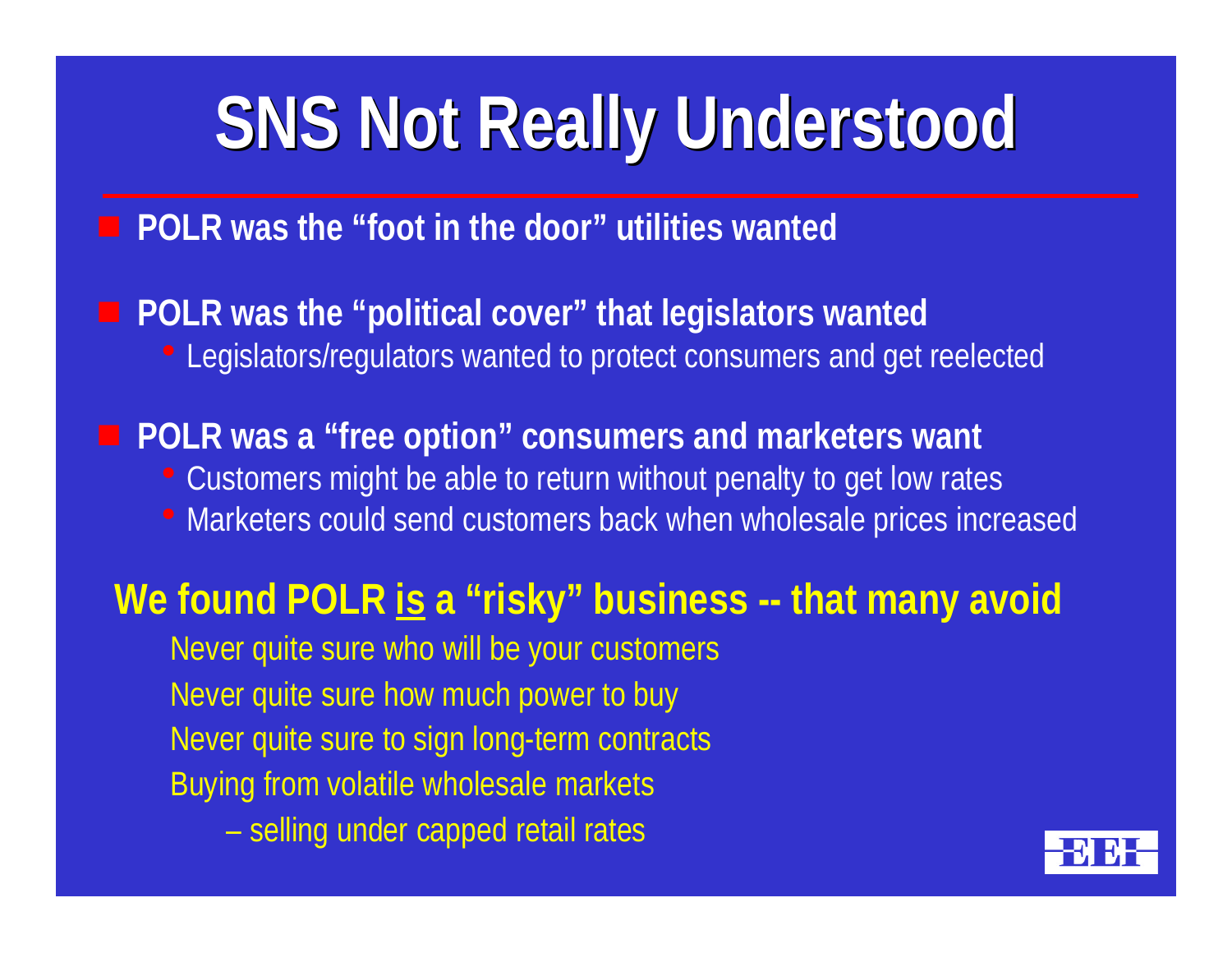# SNS Not Really Understood

- **POLR was the "foot in the door" utilities wanted**
- **POLR was the "political cover" that legislators wanted**
  - Legislators/regulators wanted to protect consumers and get reelected
- **POLR was a "free option" consumers and marketers want**
  - Customers might be able to return without penalty to get low rates
  - Marketers could send customers back when wholesale prices increased

**We found POLR <u>is</u> a "risky" business -- that many avoid**

Never quite sure who will be your customers

Never quite sure how much power to buy

Never quite sure to sign long-term contracts

Buying from volatile wholesale markets

– selling under capped retail rates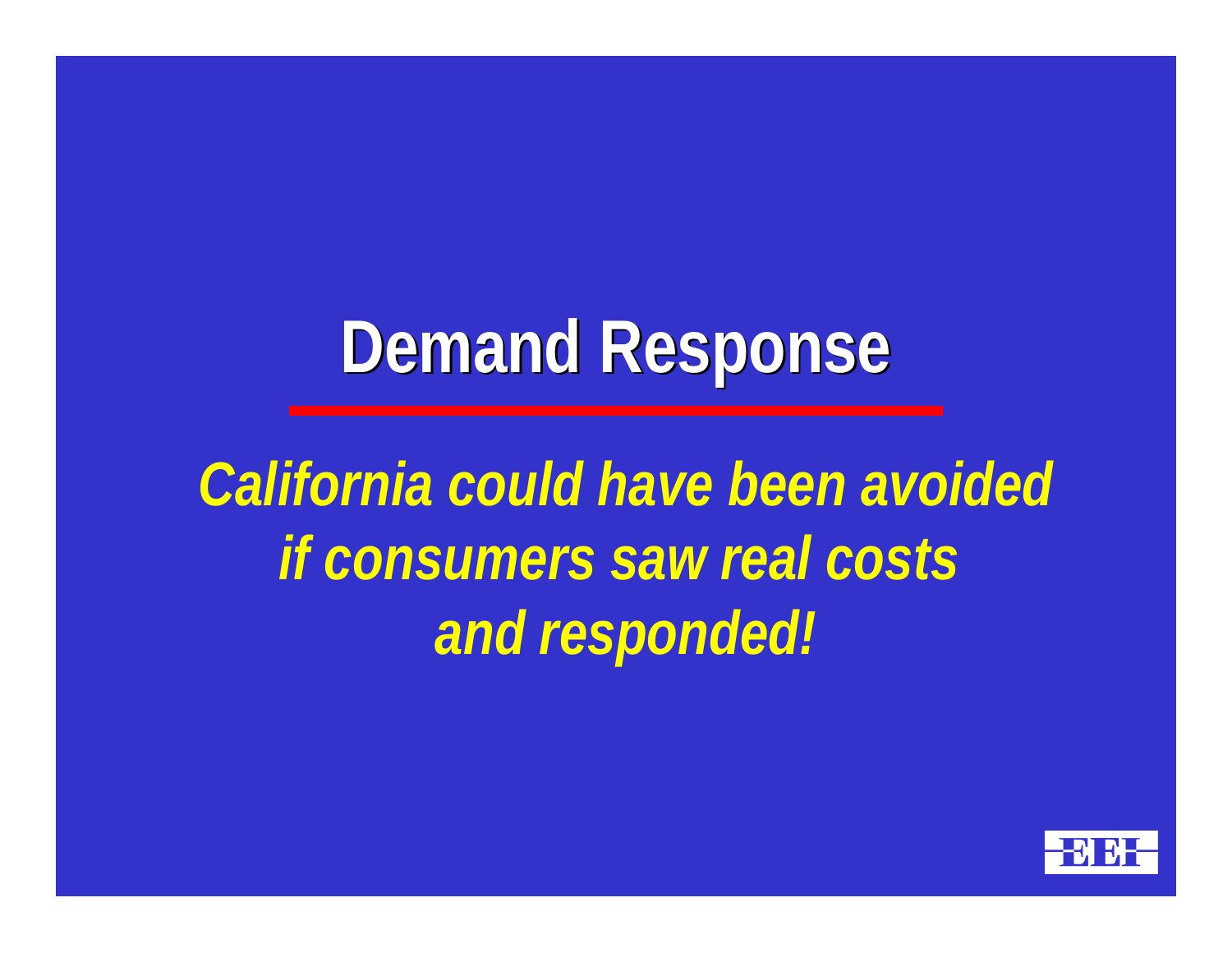# Demand Response

***California could have been avoided if consumers saw real costs and responded!***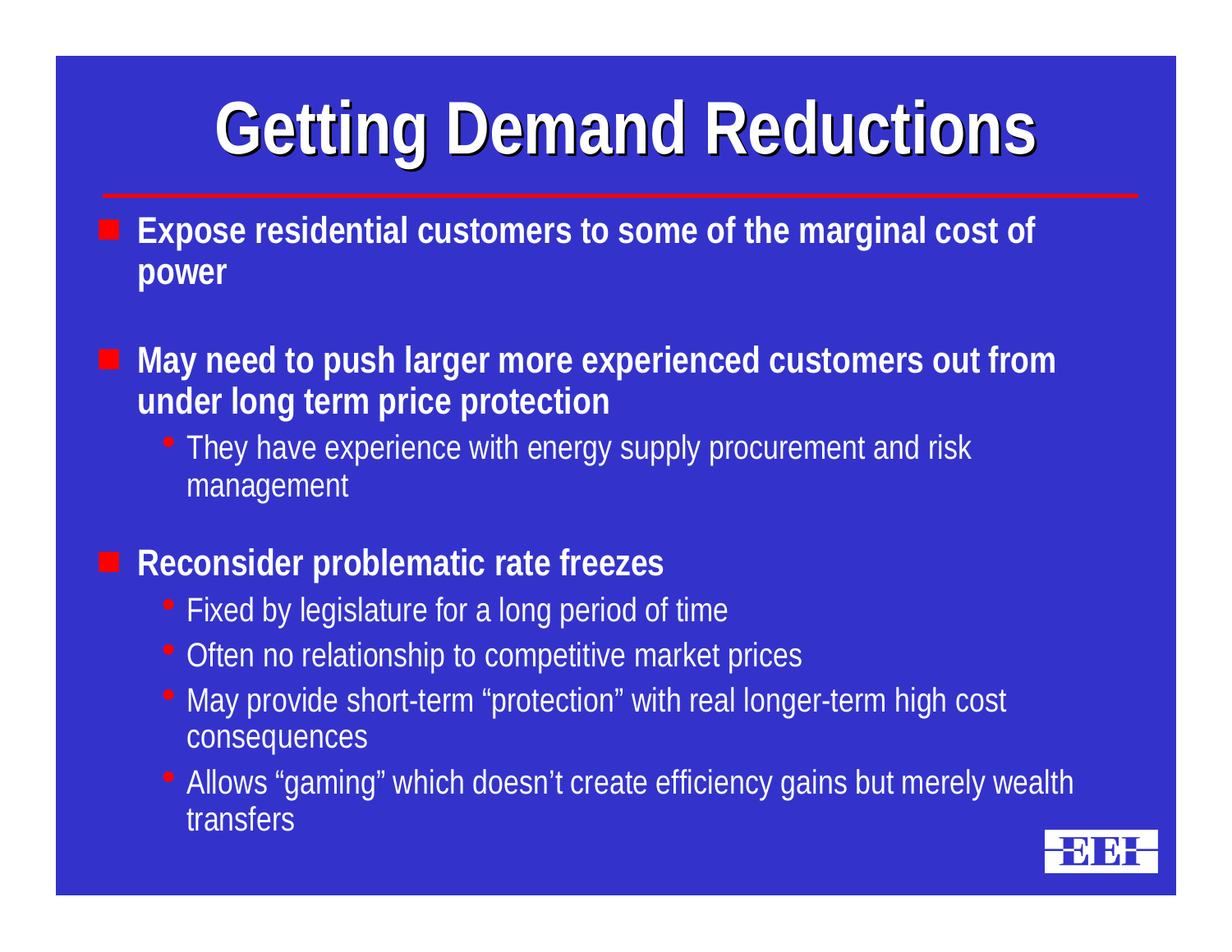# Getting Demand Reductions

- **Expose residential customers to some of the marginal cost of power**
- **May need to push larger more experienced customers out from under long term price protection**
  - They have experience with energy supply procurement and risk management
- **Reconsider problematic rate freezes**
  - Fixed by legislature for a long period of time
  - Often no relationship to competitive market prices
  - May provide short-term "protection" with real longer-term high cost consequences
  - Allows "gaming" which doesn't create efficiency gains but merely wealth transfers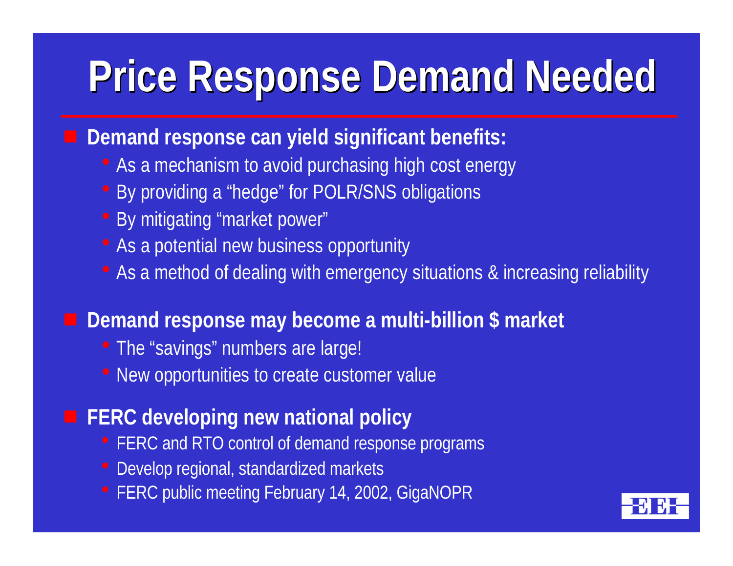# Price Response Demand Needed

- **Demand response can yield significant benefits:**
  - As a mechanism to avoid purchasing high cost energy
  - By providing a "hedge" for POLR/SNS obligations
  - By mitigating "market power"
  - As a potential new business opportunity
  - As a method of dealing with emergency situations & increasing reliability
- **Demand response may become a multi-billion $ market**
  - The "savings" numbers are large!
  - New opportunities to create customer value
- **FERC developing new national policy**
  - FERC and RTO control of demand response programs
  - Develop regional, standardized markets
  - FERC public meeting February 14, 2002, GigaNOPR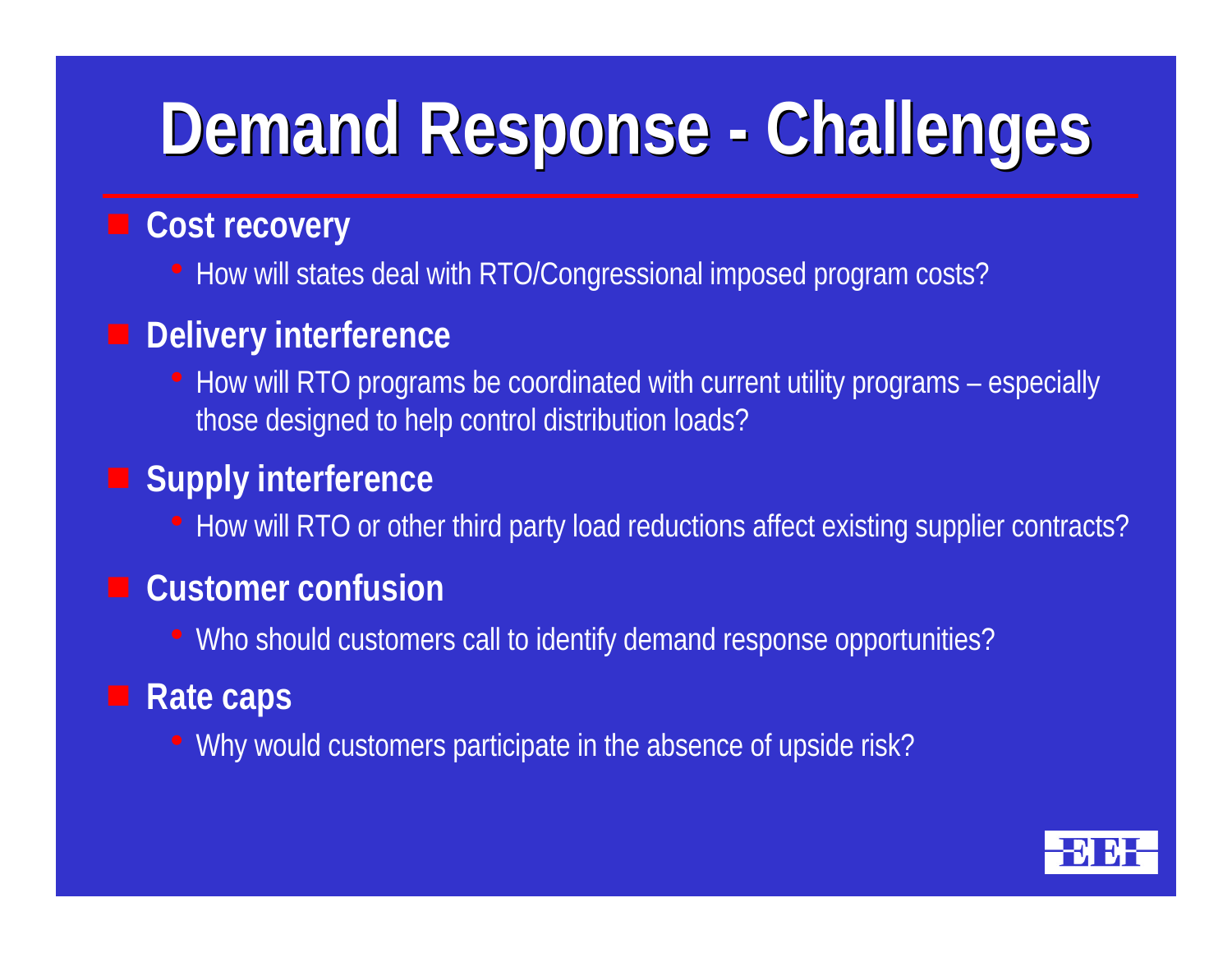# Demand Response - Challenges

- **Cost recovery**
  - How will states deal with RTO/Congressional imposed program costs?
- **Delivery interference**
  - How will RTO programs be coordinated with current utility programs – especially those designed to help control distribution loads?
- **Supply interference**
  - How will RTO or other third party load reductions affect existing supplier contracts?
- **Customer confusion**
  - Who should customers call to identify demand response opportunities?
- **Rate caps**
  - Why would customers participate in the absence of upside risk?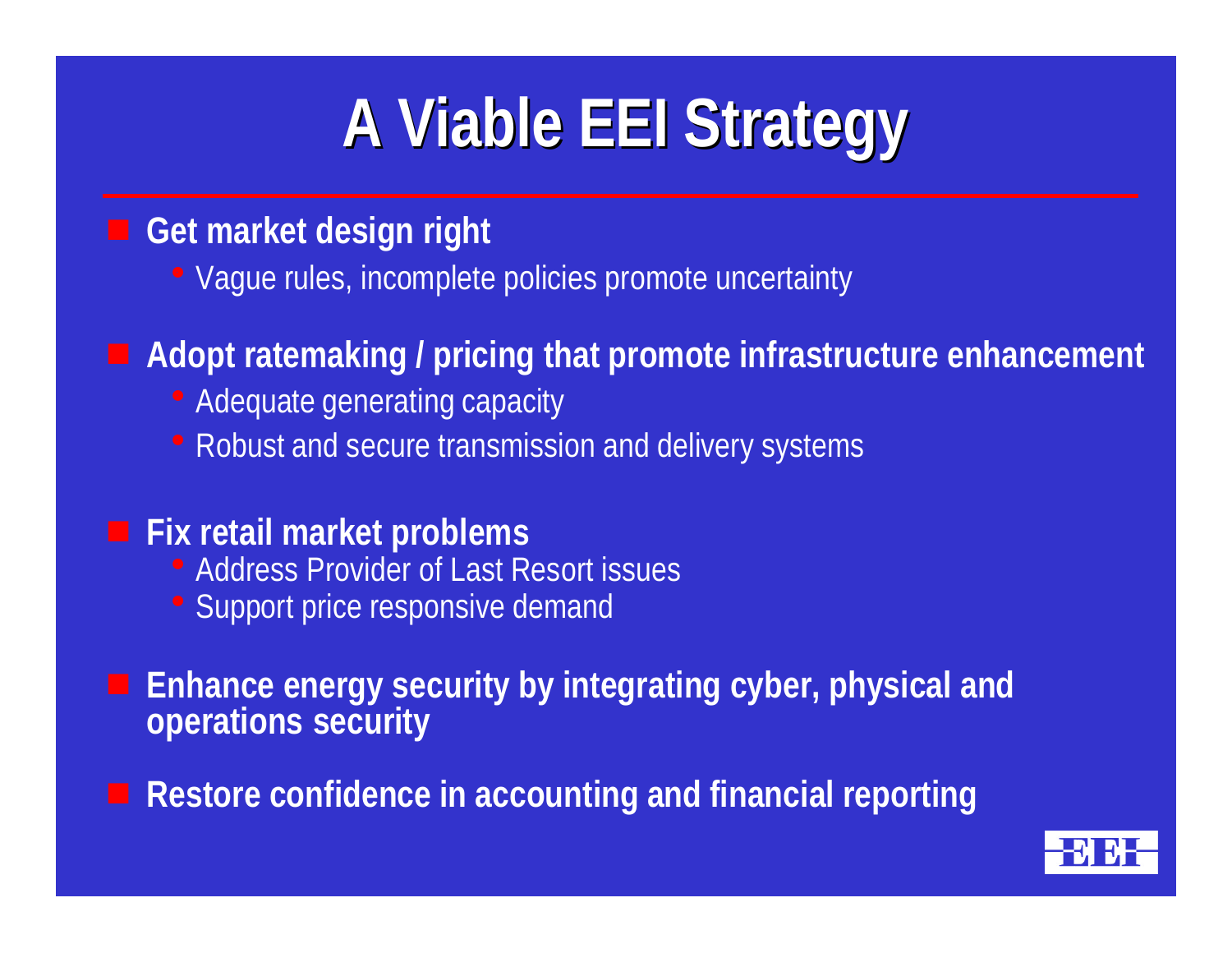# A Viable EEI Strategy

- **Get market design right**
  - Vague rules, incomplete policies promote uncertainty
- **Adopt ratemaking / pricing that promote infrastructure enhancement**
  - Adequate generating capacity
  - Robust and secure transmission and delivery systems
- **Fix retail market problems**
  - Address Provider of Last Resort issues
  - Support price responsive demand
- **Enhance energy security by integrating cyber, physical and operations security**
- **Restore confidence in accounting and financial reporting**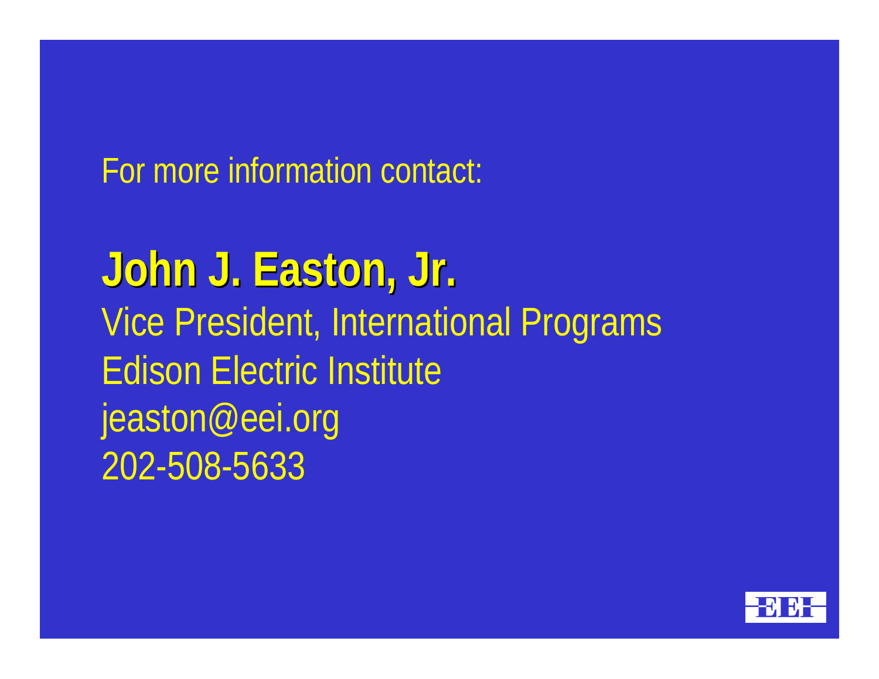For more information contact:

**John J. Easton, Jr.**
Vice President, International Programs
Edison Electric Institute
jeaston@eei.org
202-508-5633

EEI